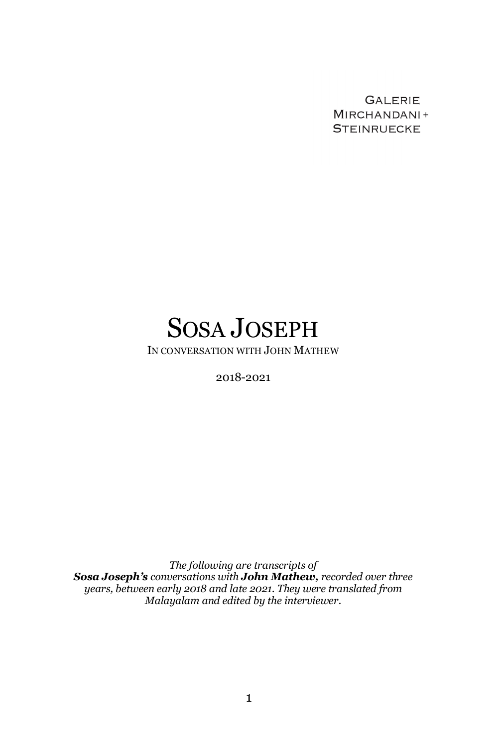Galerie
Mirchandani +
Steinruecke

# Sosa Joseph

In conversation with John Mathew

2018-2021

*The following are transcripts of* ***Sosa Joseph's*** *conversations with* ***John Mathew,*** *recorded over three years, between early 2018 and late 2021. They were translated from Malayalam and edited by the interviewer.*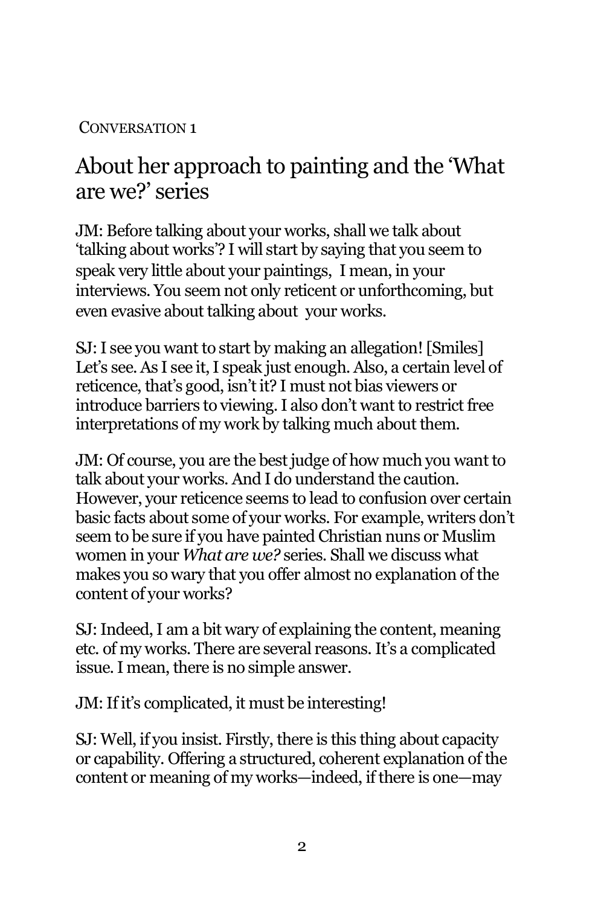CONVERSATION 1

## About her approach to painting and the 'What are we?' series

JM: Before talking about your works, shall we talk about 'talking about works'? I will start by saying that you seem to speak very little about your paintings, I mean, in your interviews. You seem not only reticent or unforthcoming, but even evasive about talking about your works.

SJ: I see you want to start by making an allegation! [Smiles] Let's see. As I see it, I speak just enough. Also, a certain level of reticence, that's good, isn't it? I must not bias viewers or introduce barriers to viewing. I also don't want to restrict free interpretations of my work by talking much about them.

JM: Of course, you are the best judge of how much you want to talk about your works. And I do understand the caution. However, your reticence seems to lead to confusion over certain basic facts about some of your works. For example, writers don't seem to be sure if you have painted Christian nuns or Muslim women in your *What are we?* series. Shall we discuss what makes you so wary that you offer almost no explanation of the content of your works?

SJ: Indeed, I am a bit wary of explaining the content, meaning etc. of my works. There are several reasons. It's a complicated issue. I mean, there is no simple answer.

JM: If it's complicated, it must be interesting!

SJ: Well, if you insist. Firstly, there is this thing about capacity or capability. Offering a structured, coherent explanation of the content or meaning of my works—indeed, if there is one—may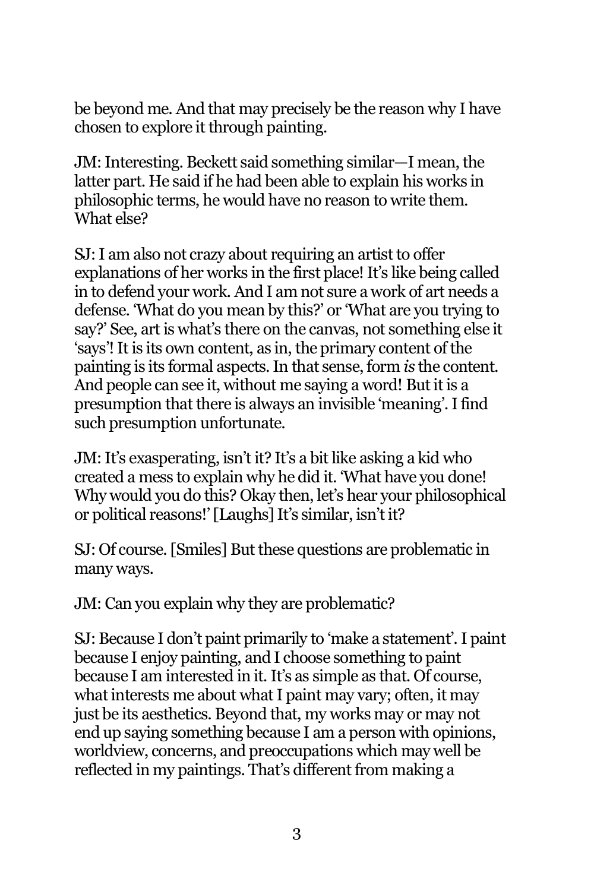be beyond me. And that may precisely be the reason why I have chosen to explore it through painting.

JM: Interesting. Beckett said something similar—I mean, the latter part. He said if he had been able to explain his works in philosophic terms, he would have no reason to write them. What else?

SJ: I am also not crazy about requiring an artist to offer explanations of her works in the first place! It's like being called in to defend your work. And I am not sure a work of art needs a defense. 'What do you mean by this?' or 'What are you trying to say?' See, art is what's there on the canvas, not something else it 'says'! It is its own content, as in, the primary content of the painting is its formal aspects. In that sense, form *is* the content. And people can see it, without me saying a word! But it is a presumption that there is always an invisible 'meaning'. I find such presumption unfortunate.

JM: It's exasperating, isn't it? It's a bit like asking a kid who created a mess to explain why he did it. 'What have you done! Why would you do this? Okay then, let's hear your philosophical or political reasons!' [Laughs] It's similar, isn't it?

SJ: Of course. [Smiles] But these questions are problematic in many ways.

JM: Can you explain why they are problematic?

SJ: Because I don't paint primarily to 'make a statement'. I paint because I enjoy painting, and I choose something to paint because I am interested in it. It's as simple as that. Of course, what interests me about what I paint may vary; often, it may just be its aesthetics. Beyond that, my works may or may not end up saying something because I am a person with opinions, worldview, concerns, and preoccupations which may well be reflected in my paintings. That's different from making a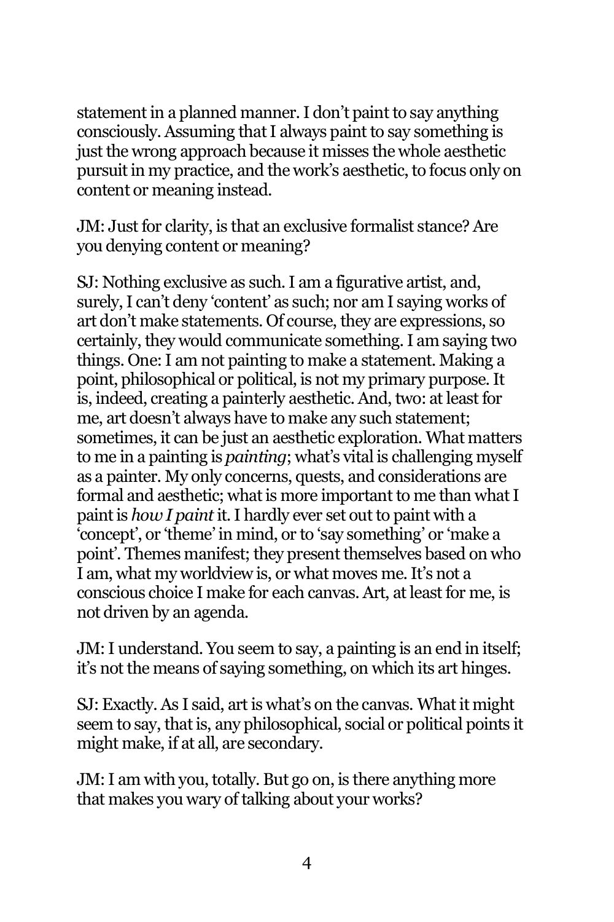statement in a planned manner. I don't paint to say anything consciously. Assuming that I always paint to say something is just the wrong approach because it misses the whole aesthetic pursuit in my practice, and the work's aesthetic, to focus only on content or meaning instead.

JM: Just for clarity, is that an exclusive formalist stance? Are you denying content or meaning?

SJ: Nothing exclusive as such. I am a figurative artist, and, surely, I can't deny 'content' as such; nor am I saying works of art don't make statements. Of course, they are expressions, so certainly, they would communicate something. I am saying two things. One: I am not painting to make a statement. Making a point, philosophical or political, is not my primary purpose. It is, indeed, creating a painterly aesthetic. And, two: at least for me, art doesn't always have to make any such statement; sometimes, it can be just an aesthetic exploration. What matters to me in a painting is *painting*; what's vital is challenging myself as a painter. My only concerns, quests, and considerations are formal and aesthetic; what is more important to me than what I paint is *how I paint* it. I hardly ever set out to paint with a 'concept', or 'theme' in mind, or to 'say something' or 'make a point'. Themes manifest; they present themselves based on who I am, what my worldview is, or what moves me. It's not a conscious choice I make for each canvas. Art, at least for me, is not driven by an agenda.

JM: I understand. You seem to say, a painting is an end in itself; it's not the means of saying something, on which its art hinges.

SJ: Exactly. As I said, art is what's on the canvas. What it might seem to say, that is, any philosophical, social or political points it might make, if at all, are secondary.

JM: I am with you, totally. But go on, is there anything more that makes you wary of talking about your works?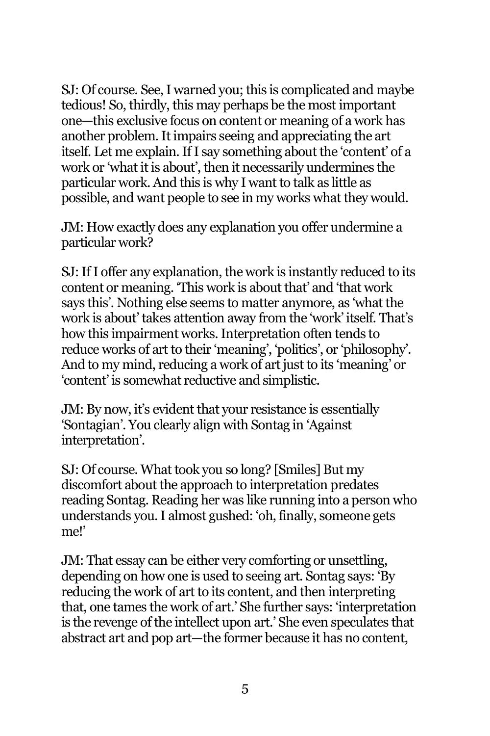SJ: Of course. See, I warned you; this is complicated and maybe tedious! So, thirdly, this may perhaps be the most important one—this exclusive focus on content or meaning of a work has another problem. It impairs seeing and appreciating the art itself. Let me explain. If I say something about the 'content' of a work or 'what it is about', then it necessarily undermines the particular work. And this is why I want to talk as little as possible, and want people to see in my works what they would.

JM: How exactly does any explanation you offer undermine a particular work?

SJ: If I offer any explanation, the work is instantly reduced to its content or meaning. 'This work is about that' and 'that work says this'. Nothing else seems to matter anymore, as 'what the work is about' takes attention away from the 'work' itself. That's how this impairment works. Interpretation often tends to reduce works of art to their 'meaning', 'politics', or 'philosophy'. And to my mind, reducing a work of art just to its 'meaning' or 'content' is somewhat reductive and simplistic.

JM: By now, it's evident that your resistance is essentially 'Sontagian'. You clearly align with Sontag in 'Against interpretation'.

SJ: Of course. What took you so long? [Smiles] But my discomfort about the approach to interpretation predates reading Sontag. Reading her was like running into a person who understands you. I almost gushed: 'oh, finally, someone gets me!'

JM: That essay can be either very comforting or unsettling, depending on how one is used to seeing art. Sontag says: 'By reducing the work of art to its content, and then interpreting that, one tames the work of art.' She further says: 'interpretation is the revenge of the intellect upon art.' She even speculates that abstract art and pop art—the former because it has no content,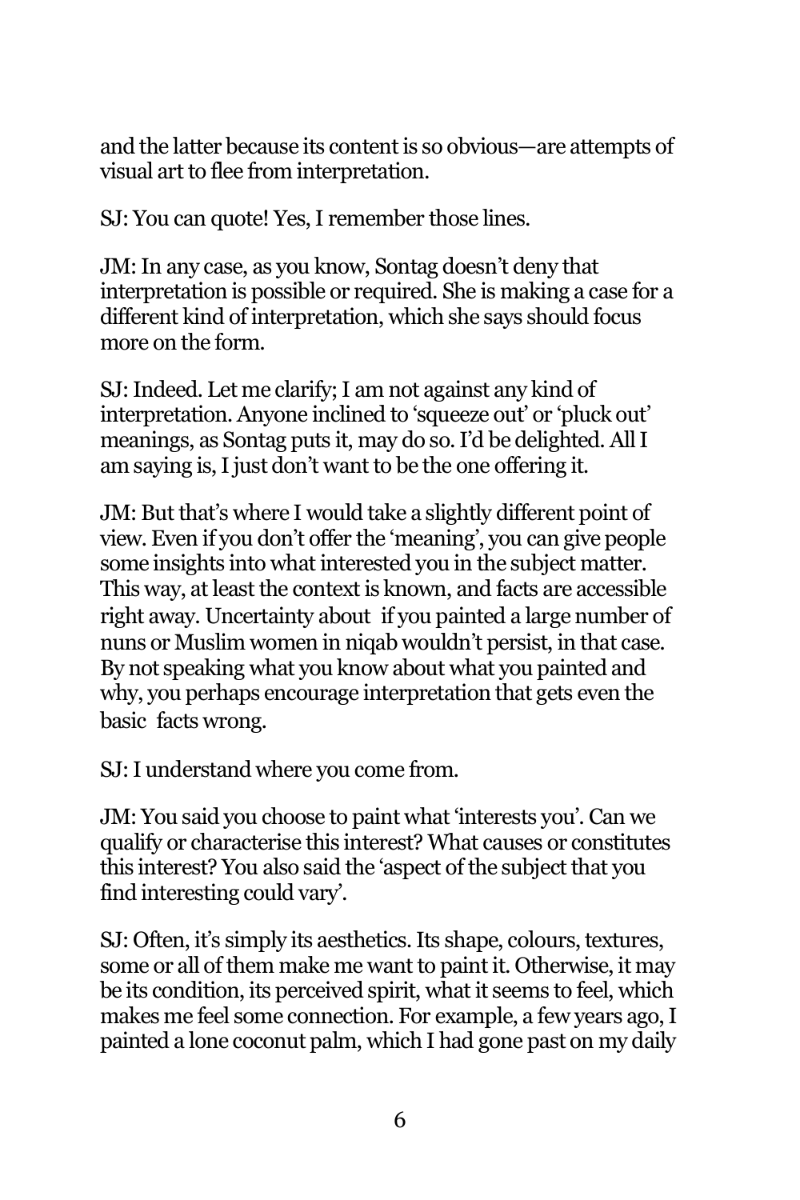and the latter because its content is so obvious—are attempts of visual art to flee from interpretation.

SJ: You can quote! Yes, I remember those lines.

JM: In any case, as you know, Sontag doesn't deny that interpretation is possible or required. She is making a case for a different kind of interpretation, which she says should focus more on the form.

SJ: Indeed. Let me clarify; I am not against any kind of interpretation. Anyone inclined to 'squeeze out' or 'pluck out' meanings, as Sontag puts it, may do so. I'd be delighted. All I am saying is, I just don't want to be the one offering it.

JM: But that's where I would take a slightly different point of view. Even if you don't offer the 'meaning', you can give people some insights into what interested you in the subject matter. This way, at least the context is known, and facts are accessible right away. Uncertainty about if you painted a large number of nuns or Muslim women in niqab wouldn't persist, in that case. By not speaking what you know about what you painted and why, you perhaps encourage interpretation that gets even the basic facts wrong.

SJ: I understand where you come from.

JM: You said you choose to paint what 'interests you'. Can we qualify or characterise this interest? What causes or constitutes this interest? You also said the 'aspect of the subject that you find interesting could vary'.

SJ: Often, it's simply its aesthetics. Its shape, colours, textures, some or all of them make me want to paint it. Otherwise, it may be its condition, its perceived spirit, what it seems to feel, which makes me feel some connection. For example, a few years ago, I painted a lone coconut palm, which I had gone past on my daily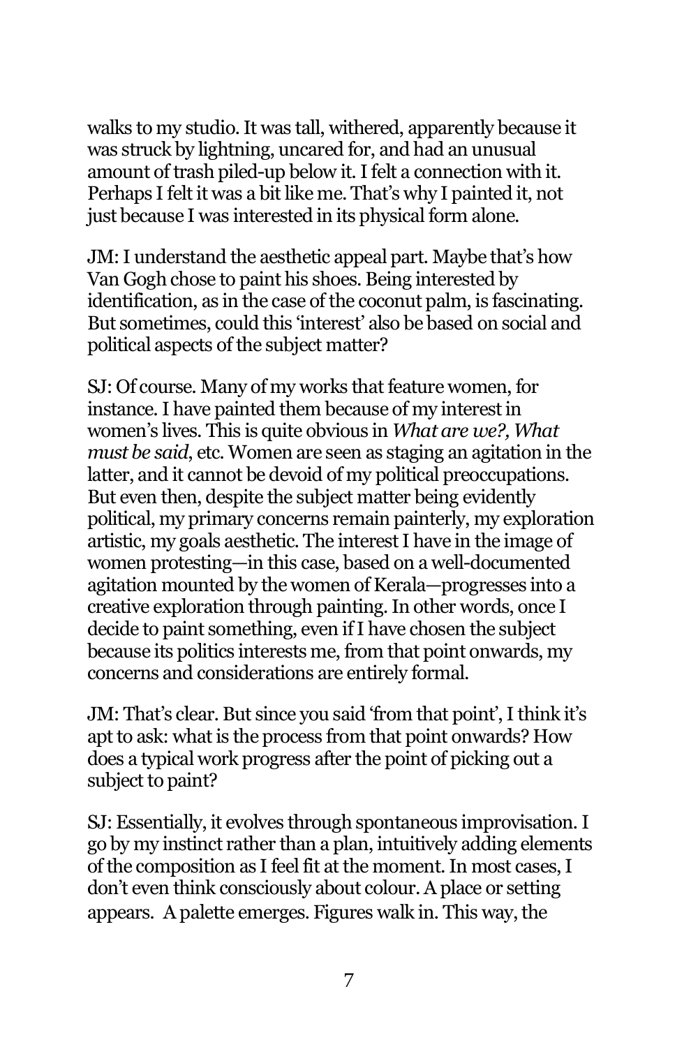walks to my studio. It was tall, withered, apparently because it was struck by lightning, uncared for, and had an unusual amount of trash piled-up below it. I felt a connection with it. Perhaps I felt it was a bit like me. That's why I painted it, not just because I was interested in its physical form alone.

JM: I understand the aesthetic appeal part. Maybe that's how Van Gogh chose to paint his shoes. Being interested by identification, as in the case of the coconut palm, is fascinating. But sometimes, could this 'interest' also be based on social and political aspects of the subject matter?

SJ: Of course. Many of my works that feature women, for instance. I have painted them because of my interest in women's lives. This is quite obvious in *What are we?, What must be said*, etc. Women are seen as staging an agitation in the latter, and it cannot be devoid of my political preoccupations. But even then, despite the subject matter being evidently political, my primary concerns remain painterly, my exploration artistic, my goals aesthetic. The interest I have in the image of women protesting—in this case, based on a well-documented agitation mounted by the women of Kerala—progresses into a creative exploration through painting. In other words, once I decide to paint something, even if I have chosen the subject because its politics interests me, from that point onwards, my concerns and considerations are entirely formal.

JM: That's clear. But since you said 'from that point', I think it's apt to ask: what is the process from that point onwards? How does a typical work progress after the point of picking out a subject to paint?

SJ: Essentially, it evolves through spontaneous improvisation. I go by my instinct rather than a plan, intuitively adding elements of the composition as I feel fit at the moment. In most cases, I don't even think consciously about colour. A place or setting appears. A palette emerges. Figures walk in. This way, the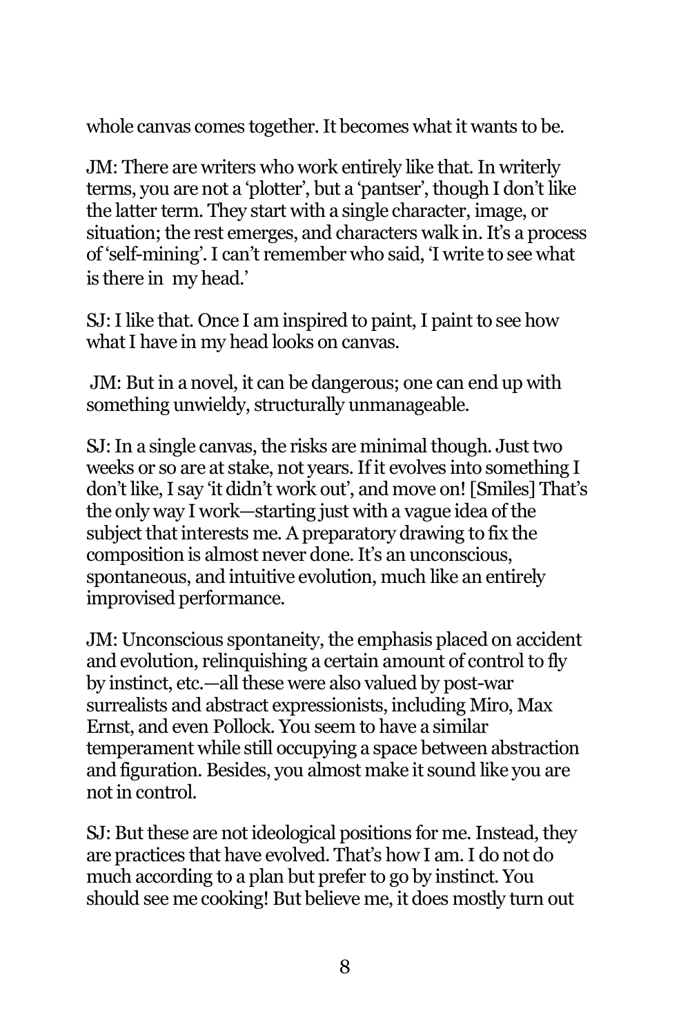whole canvas comes together. It becomes what it wants to be.

JM: There are writers who work entirely like that. In writerly terms, you are not a 'plotter', but a 'pantser', though I don't like the latter term. They start with a single character, image, or situation; the rest emerges, and characters walk in. It's a process of 'self-mining'. I can't remember who said, 'I write to see what is there in my head.'

SJ: I like that. Once I am inspired to paint, I paint to see how what I have in my head looks on canvas.

JM: But in a novel, it can be dangerous; one can end up with something unwieldy, structurally unmanageable.

SJ: In a single canvas, the risks are minimal though. Just two weeks or so are at stake, not years. If it evolves into something I don't like, I say 'it didn't work out', and move on! [Smiles] That's the only way I work—starting just with a vague idea of the subject that interests me. A preparatory drawing to fix the composition is almost never done. It's an unconscious, spontaneous, and intuitive evolution, much like an entirely improvised performance.

JM: Unconscious spontaneity, the emphasis placed on accident and evolution, relinquishing a certain amount of control to fly by instinct, etc.—all these were also valued by post-war surrealists and abstract expressionists, including Miro, Max Ernst, and even Pollock. You seem to have a similar temperament while still occupying a space between abstraction and figuration. Besides, you almost make it sound like you are not in control.

SJ: But these are not ideological positions for me. Instead, they are practices that have evolved. That's how I am. I do not do much according to a plan but prefer to go by instinct. You should see me cooking! But believe me, it does mostly turn out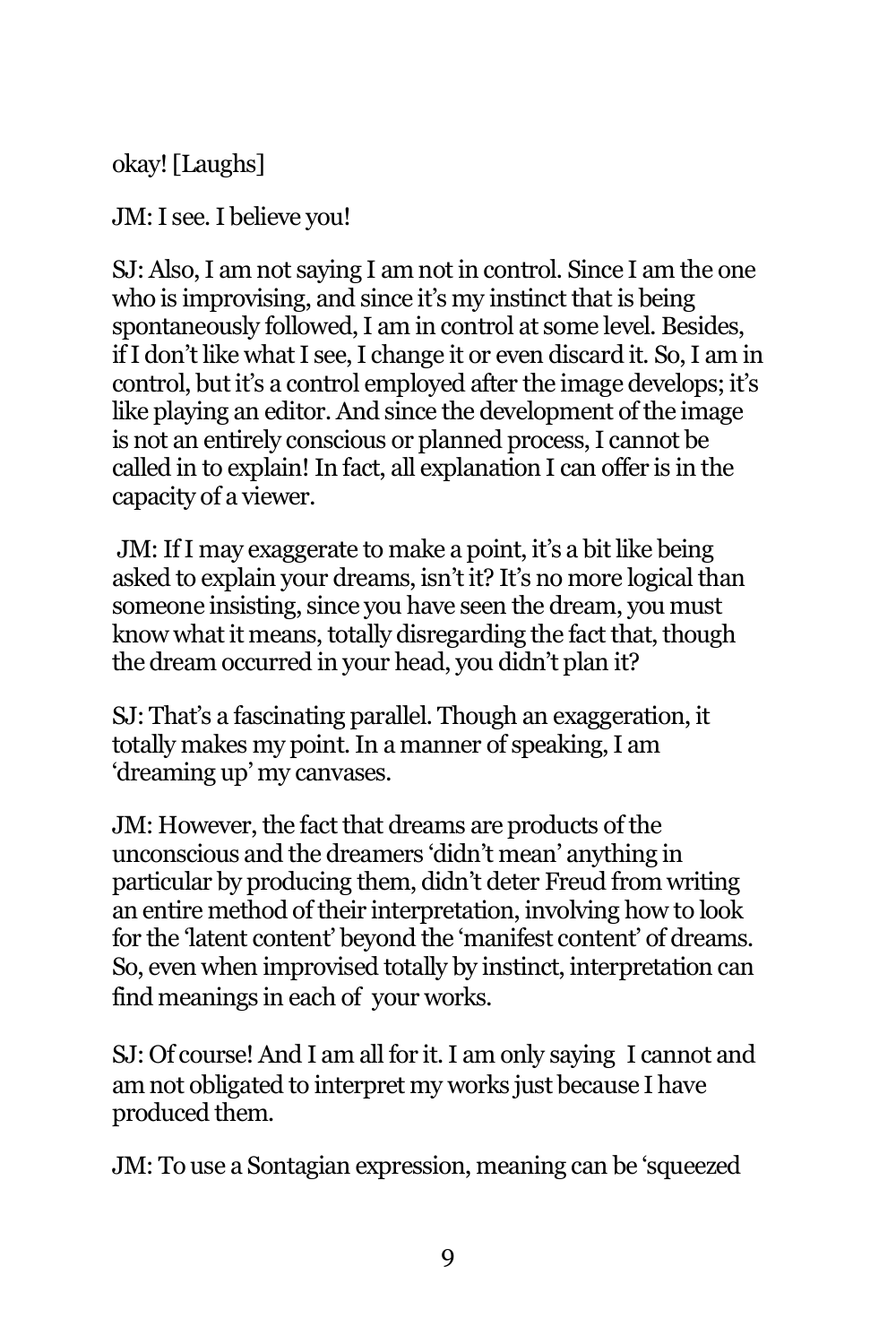okay! [Laughs]

JM: I see. I believe you!

SJ: Also, I am not saying I am not in control. Since I am the one who is improvising, and since it's my instinct that is being spontaneously followed, I am in control at some level. Besides, if I don't like what I see, I change it or even discard it. So, I am in control, but it's a control employed after the image develops; it's like playing an editor. And since the development of the image is not an entirely conscious or planned process, I cannot be called in to explain! In fact, all explanation I can offer is in the capacity of a viewer.

JM: If I may exaggerate to make a point, it's a bit like being asked to explain your dreams, isn't it? It's no more logical than someone insisting, since you have seen the dream, you must know what it means, totally disregarding the fact that, though the dream occurred in your head, you didn't plan it?

SJ: That's a fascinating parallel. Though an exaggeration, it totally makes my point. In a manner of speaking, I am 'dreaming up' my canvases.

JM: However, the fact that dreams are products of the unconscious and the dreamers 'didn't mean' anything in particular by producing them, didn't deter Freud from writing an entire method of their interpretation, involving how to look for the 'latent content' beyond the 'manifest content' of dreams. So, even when improvised totally by instinct, interpretation can find meanings in each of your works.

SJ: Of course! And I am all for it. I am only saying I cannot and am not obligated to interpret my works just because I have produced them.

JM: To use a Sontagian expression, meaning can be 'squeezed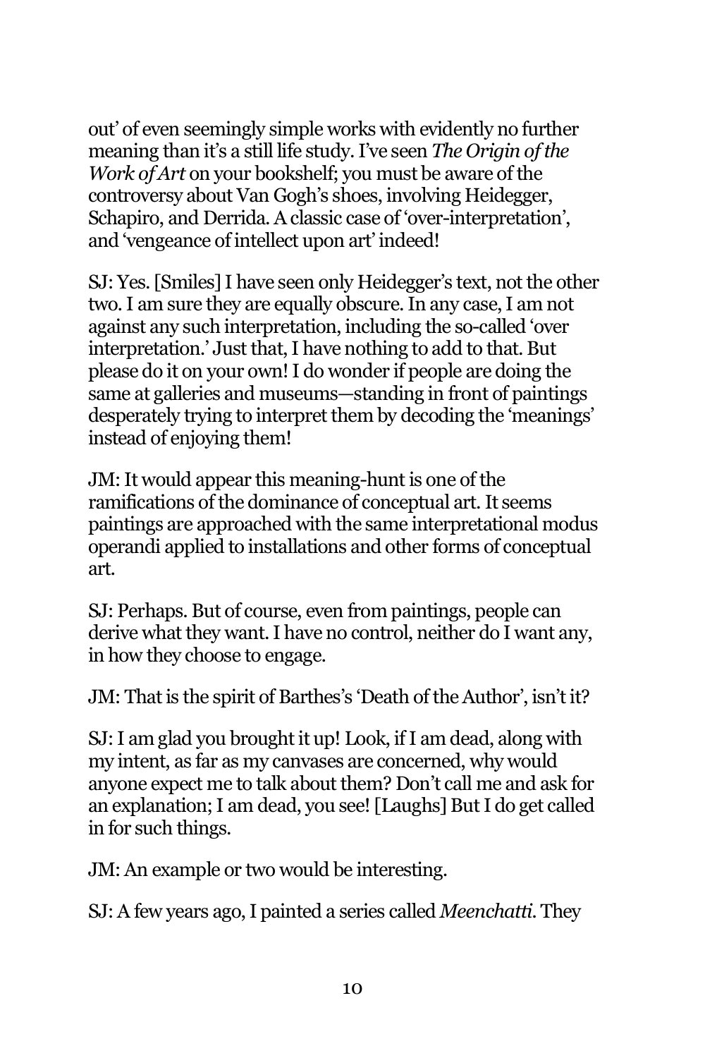out' of even seemingly simple works with evidently no further meaning than it's a still life study. I've seen *The Origin of the Work of Art* on your bookshelf; you must be aware of the controversy about Van Gogh's shoes, involving Heidegger, Schapiro, and Derrida. A classic case of 'over-interpretation', and 'vengeance of intellect upon art' indeed!

SJ: Yes. [Smiles] I have seen only Heidegger's text, not the other two. I am sure they are equally obscure. In any case, I am not against any such interpretation, including the so-called 'over interpretation.' Just that, I have nothing to add to that. But please do it on your own! I do wonder if people are doing the same at galleries and museums—standing in front of paintings desperately trying to interpret them by decoding the 'meanings' instead of enjoying them!

JM: It would appear this meaning-hunt is one of the ramifications of the dominance of conceptual art. It seems paintings are approached with the same interpretational modus operandi applied to installations and other forms of conceptual art.

SJ: Perhaps. But of course, even from paintings, people can derive what they want. I have no control, neither do I want any, in how they choose to engage.

JM: That is the spirit of Barthes's 'Death of the Author', isn't it?

SJ: I am glad you brought it up! Look, if I am dead, along with my intent, as far as my canvases are concerned, why would anyone expect me to talk about them? Don't call me and ask for an explanation; I am dead, you see! [Laughs] But I do get called in for such things.

JM: An example or two would be interesting.

SJ: A few years ago, I painted a series called *Meenchatti*. They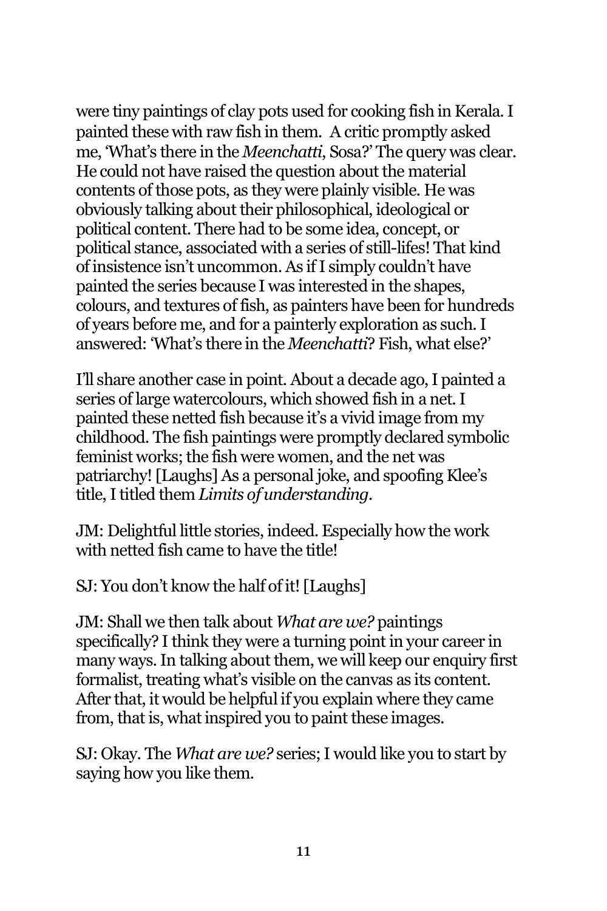were tiny paintings of clay pots used for cooking fish in Kerala. I painted these with raw fish in them. A critic promptly asked me, 'What's there in the *Meenchatti*, Sosa?' The query was clear. He could not have raised the question about the material contents of those pots, as they were plainly visible. He was obviously talking about their philosophical, ideological or political content. There had to be some idea, concept, or political stance, associated with a series of still-lifes! That kind of insistence isn't uncommon. As if I simply couldn't have painted the series because I was interested in the shapes, colours, and textures of fish, as painters have been for hundreds of years before me, and for a painterly exploration as such. I answered: 'What's there in the *Meenchatti*? Fish, what else?'

I'll share another case in point. About a decade ago, I painted a series of large watercolours, which showed fish in a net. I painted these netted fish because it's a vivid image from my childhood. The fish paintings were promptly declared symbolic feminist works; the fish were women, and the net was patriarchy! [Laughs] As a personal joke, and spoofing Klee's title, I titled them *Limits of understanding*.

JM: Delightful little stories, indeed. Especially how the work with netted fish came to have the title!

SJ: You don't know the half of it! [Laughs]

JM: Shall we then talk about *What are we?* paintings specifically? I think they were a turning point in your career in many ways. In talking about them, we will keep our enquiry first formalist, treating what's visible on the canvas as its content. After that, it would be helpful if you explain where they came from, that is, what inspired you to paint these images.

SJ: Okay. The *What are we?* series; I would like you to start by saying how you like them.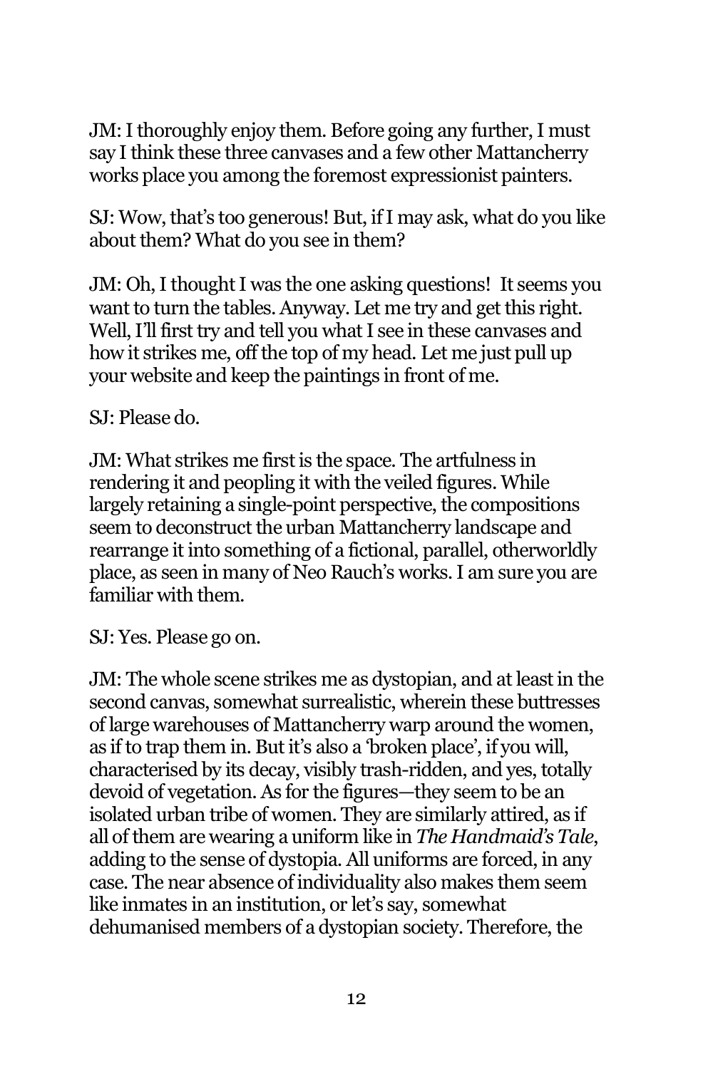JM: I thoroughly enjoy them. Before going any further, I must say I think these three canvases and a few other Mattancherry works place you among the foremost expressionist painters.

SJ: Wow, that's too generous! But, if I may ask, what do you like about them? What do you see in them?

JM: Oh, I thought I was the one asking questions! It seems you want to turn the tables. Anyway. Let me try and get this right. Well, I'll first try and tell you what I see in these canvases and how it strikes me, off the top of my head. Let me just pull up your website and keep the paintings in front of me.

SJ: Please do.

JM: What strikes me first is the space. The artfulness in rendering it and peopling it with the veiled figures. While largely retaining a single-point perspective, the compositions seem to deconstruct the urban Mattancherry landscape and rearrange it into something of a fictional, parallel, otherworldly place, as seen in many of Neo Rauch's works. I am sure you are familiar with them.

SJ: Yes. Please go on.

JM: The whole scene strikes me as dystopian, and at least in the second canvas, somewhat surrealistic, wherein these buttresses of large warehouses of Mattancherry warp around the women, as if to trap them in. But it's also a 'broken place', if you will, characterised by its decay, visibly trash-ridden, and yes, totally devoid of vegetation. As for the figures—they seem to be an isolated urban tribe of women. They are similarly attired, as if all of them are wearing a uniform like in *The Handmaid's Tale*, adding to the sense of dystopia. All uniforms are forced, in any case. The near absence of individuality also makes them seem like inmates in an institution, or let's say, somewhat dehumanised members of a dystopian society. Therefore, the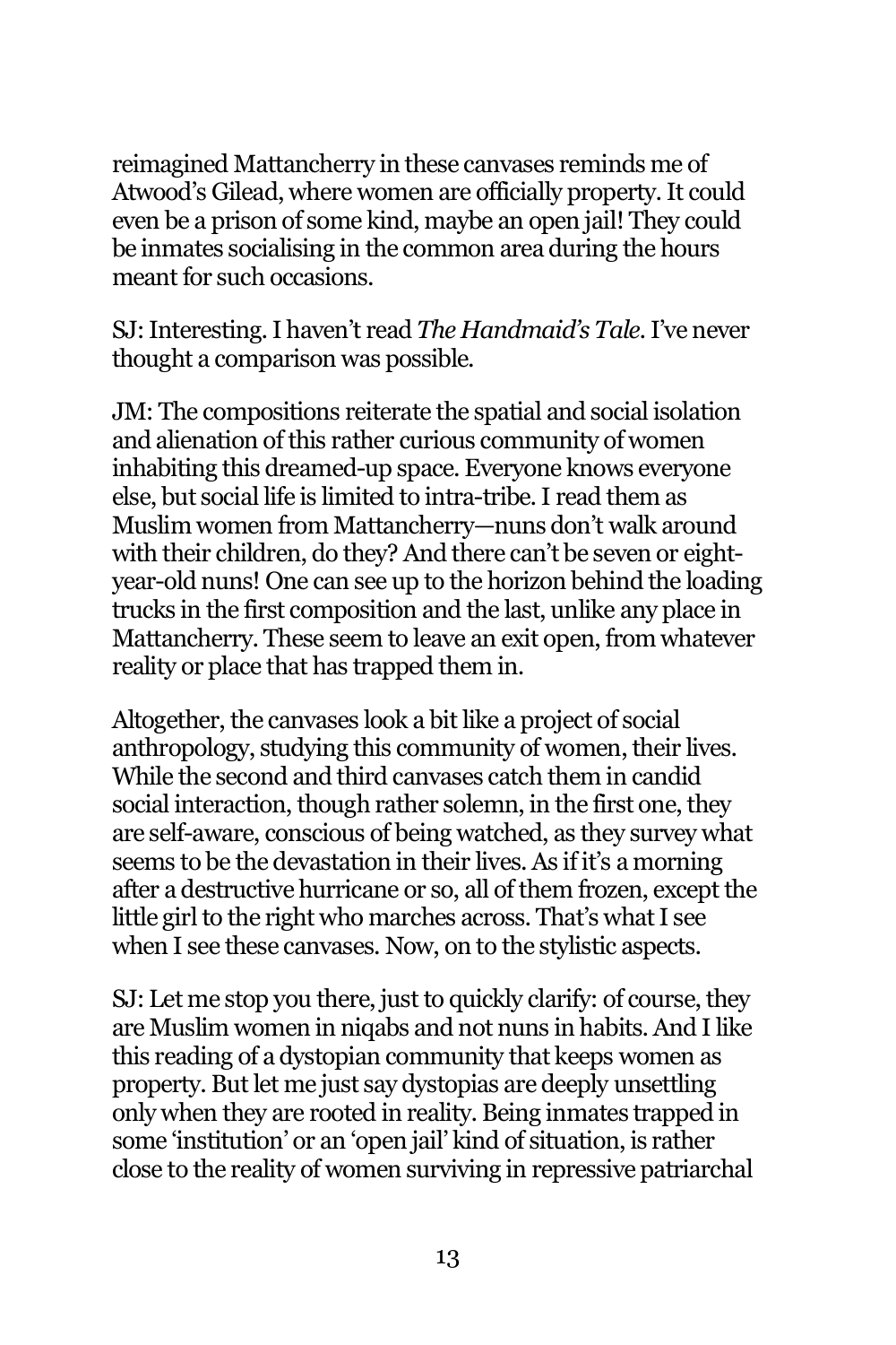reimagined Mattancherry in these canvases reminds me of Atwood's Gilead, where women are officially property. It could even be a prison of some kind, maybe an open jail! They could be inmates socialising in the common area during the hours meant for such occasions.

SJ: Interesting. I haven't read *The Handmaid's Tale*. I've never thought a comparison was possible.

JM: The compositions reiterate the spatial and social isolation and alienation of this rather curious community of women inhabiting this dreamed-up space. Everyone knows everyone else, but social life is limited to intra-tribe. I read them as Muslim women from Mattancherry—nuns don't walk around with their children, do they? And there can't be seven or eight-year-old nuns! One can see up to the horizon behind the loading trucks in the first composition and the last, unlike any place in Mattancherry. These seem to leave an exit open, from whatever reality or place that has trapped them in.

Altogether, the canvases look a bit like a project of social anthropology, studying this community of women, their lives. While the second and third canvases catch them in candid social interaction, though rather solemn, in the first one, they are self-aware, conscious of being watched, as they survey what seems to be the devastation in their lives. As if it's a morning after a destructive hurricane or so, all of them frozen, except the little girl to the right who marches across. That's what I see when I see these canvases. Now, on to the stylistic aspects.

SJ: Let me stop you there, just to quickly clarify: of course, they are Muslim women in niqabs and not nuns in habits. And I like this reading of a dystopian community that keeps women as property. But let me just say dystopias are deeply unsettling only when they are rooted in reality. Being inmates trapped in some 'institution' or an 'open jail' kind of situation, is rather close to the reality of women surviving in repressive patriarchal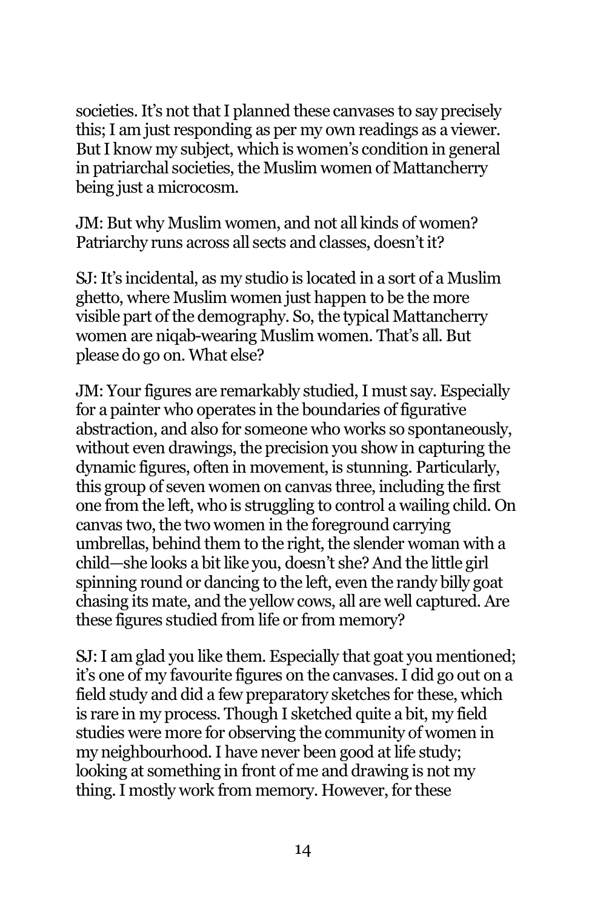societies. It's not that I planned these canvases to say precisely this; I am just responding as per my own readings as a viewer. But I know my subject, which is women's condition in general in patriarchal societies, the Muslim women of Mattancherry being just a microcosm.

JM: But why Muslim women, and not all kinds of women? Patriarchy runs across all sects and classes, doesn't it?

SJ: It's incidental, as my studio is located in a sort of a Muslim ghetto, where Muslim women just happen to be the more visible part of the demography. So, the typical Mattancherry women are niqab-wearing Muslim women. That's all. But please do go on. What else?

JM: Your figures are remarkably studied, I must say. Especially for a painter who operates in the boundaries of figurative abstraction, and also for someone who works so spontaneously, without even drawings, the precision you show in capturing the dynamic figures, often in movement, is stunning. Particularly, this group of seven women on canvas three, including the first one from the left, who is struggling to control a wailing child. On canvas two, the two women in the foreground carrying umbrellas, behind them to the right, the slender woman with a child—she looks a bit like you, doesn't she? And the little girl spinning round or dancing to the left, even the randy billy goat chasing its mate, and the yellow cows, all are well captured. Are these figures studied from life or from memory?

SJ: I am glad you like them. Especially that goat you mentioned; it's one of my favourite figures on the canvases. I did go out on a field study and did a few preparatory sketches for these, which is rare in my process. Though I sketched quite a bit, my field studies were more for observing the community of women in my neighbourhood. I have never been good at life study; looking at something in front of me and drawing is not my thing. I mostly work from memory. However, for these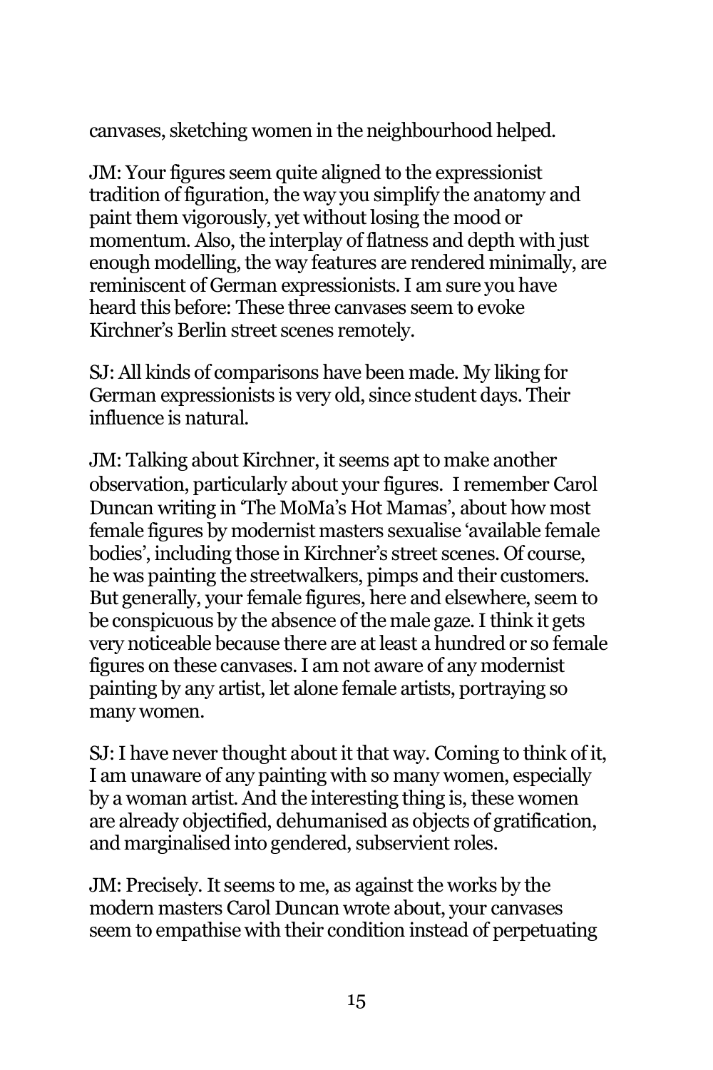canvases, sketching women in the neighbourhood helped.

JM: Your figures seem quite aligned to the expressionist tradition of figuration, the way you simplify the anatomy and paint them vigorously, yet without losing the mood or momentum. Also, the interplay of flatness and depth with just enough modelling, the way features are rendered minimally, are reminiscent of German expressionists. I am sure you have heard this before: These three canvases seem to evoke Kirchner's Berlin street scenes remotely.

SJ: All kinds of comparisons have been made. My liking for German expressionists is very old, since student days. Their influence is natural.

JM: Talking about Kirchner, it seems apt to make another observation, particularly about your figures. I remember Carol Duncan writing in 'The MoMa's Hot Mamas', about how most female figures by modernist masters sexualise 'available female bodies', including those in Kirchner's street scenes. Of course, he was painting the streetwalkers, pimps and their customers. But generally, your female figures, here and elsewhere, seem to be conspicuous by the absence of the male gaze. I think it gets very noticeable because there are at least a hundred or so female figures on these canvases. I am not aware of any modernist painting by any artist, let alone female artists, portraying so many women.

SJ: I have never thought about it that way. Coming to think of it, I am unaware of any painting with so many women, especially by a woman artist. And the interesting thing is, these women are already objectified, dehumanised as objects of gratification, and marginalised into gendered, subservient roles.

JM: Precisely. It seems to me, as against the works by the modern masters Carol Duncan wrote about, your canvases seem to empathise with their condition instead of perpetuating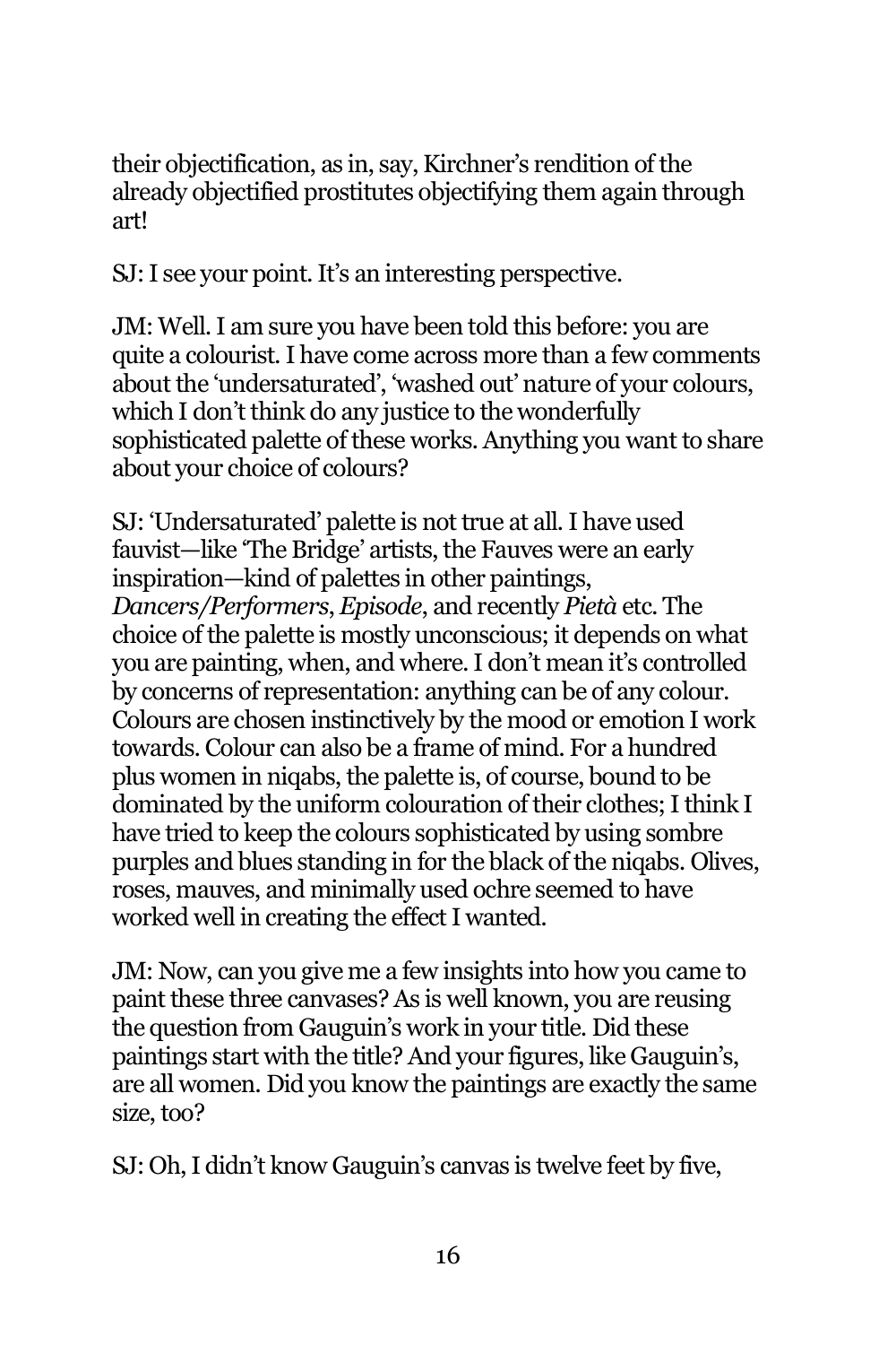their objectification, as in, say, Kirchner's rendition of the already objectified prostitutes objectifying them again through art!

SJ: I see your point. It's an interesting perspective.

JM: Well. I am sure you have been told this before: you are quite a colourist. I have come across more than a few comments about the 'undersaturated', 'washed out' nature of your colours, which I don't think do any justice to the wonderfully sophisticated palette of these works. Anything you want to share about your choice of colours?

SJ: 'Undersaturated' palette is not true at all. I have used fauvist—like 'The Bridge' artists, the Fauves were an early inspiration—kind of palettes in other paintings, *Dancers/Performers*, *Episode*, and recently *Pietà* etc. The choice of the palette is mostly unconscious; it depends on what you are painting, when, and where. I don't mean it's controlled by concerns of representation: anything can be of any colour. Colours are chosen instinctively by the mood or emotion I work towards. Colour can also be a frame of mind. For a hundred plus women in niqabs, the palette is, of course, bound to be dominated by the uniform colouration of their clothes; I think I have tried to keep the colours sophisticated by using sombre purples and blues standing in for the black of the niqabs. Olives, roses, mauves, and minimally used ochre seemed to have worked well in creating the effect I wanted.

JM: Now, can you give me a few insights into how you came to paint these three canvases? As is well known, you are reusing the question from Gauguin's work in your title. Did these paintings start with the title? And your figures, like Gauguin's, are all women. Did you know the paintings are exactly the same size, too?

SJ: Oh, I didn't know Gauguin's canvas is twelve feet by five,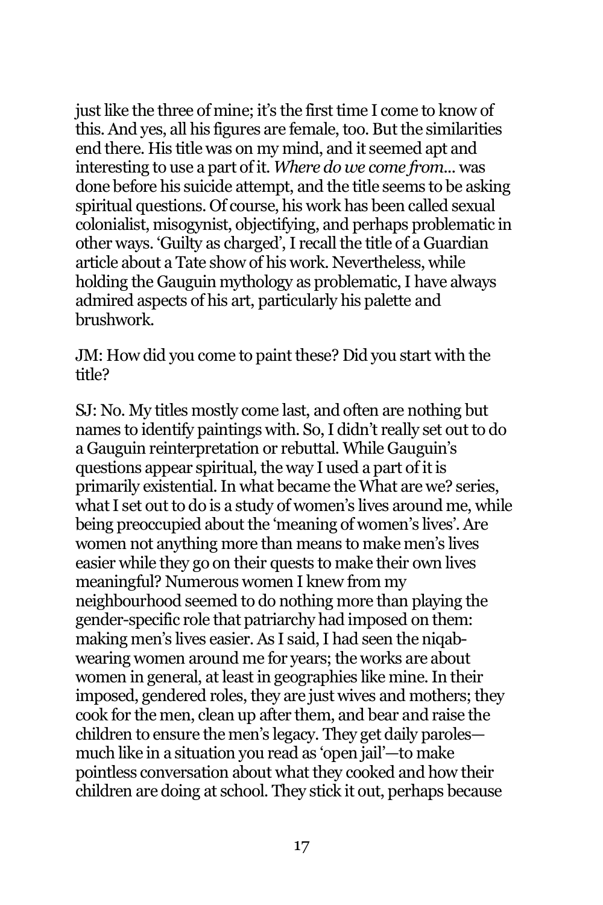just like the three of mine; it's the first time I come to know of this. And yes, all his figures are female, too. But the similarities end there. His title was on my mind, and it seemed apt and interesting to use a part of it. *Where do we come from*... was done before his suicide attempt, and the title seems to be asking spiritual questions. Of course, his work has been called sexual colonialist, misogynist, objectifying, and perhaps problematic in other ways. 'Guilty as charged', I recall the title of a Guardian article about a Tate show of his work. Nevertheless, while holding the Gauguin mythology as problematic, I have always admired aspects of his art, particularly his palette and brushwork.

JM: How did you come to paint these? Did you start with the title?

SJ: No. My titles mostly come last, and often are nothing but names to identify paintings with. So, I didn't really set out to do a Gauguin reinterpretation or rebuttal. While Gauguin's questions appear spiritual, the way I used a part of it is primarily existential. In what became the What are we? series, what I set out to do is a study of women's lives around me, while being preoccupied about the 'meaning of women's lives'. Are women not anything more than means to make men's lives easier while they go on their quests to make their own lives meaningful? Numerous women I knew from my neighbourhood seemed to do nothing more than playing the gender-specific role that patriarchy had imposed on them: making men's lives easier. As I said, I had seen the niqab-wearing women around me for years; the works are about women in general, at least in geographies like mine. In their imposed, gendered roles, they are just wives and mothers; they cook for the men, clean up after them, and bear and raise the children to ensure the men's legacy. They get daily paroles—much like in a situation you read as 'open jail'—to make pointless conversation about what they cooked and how their children are doing at school. They stick it out, perhaps because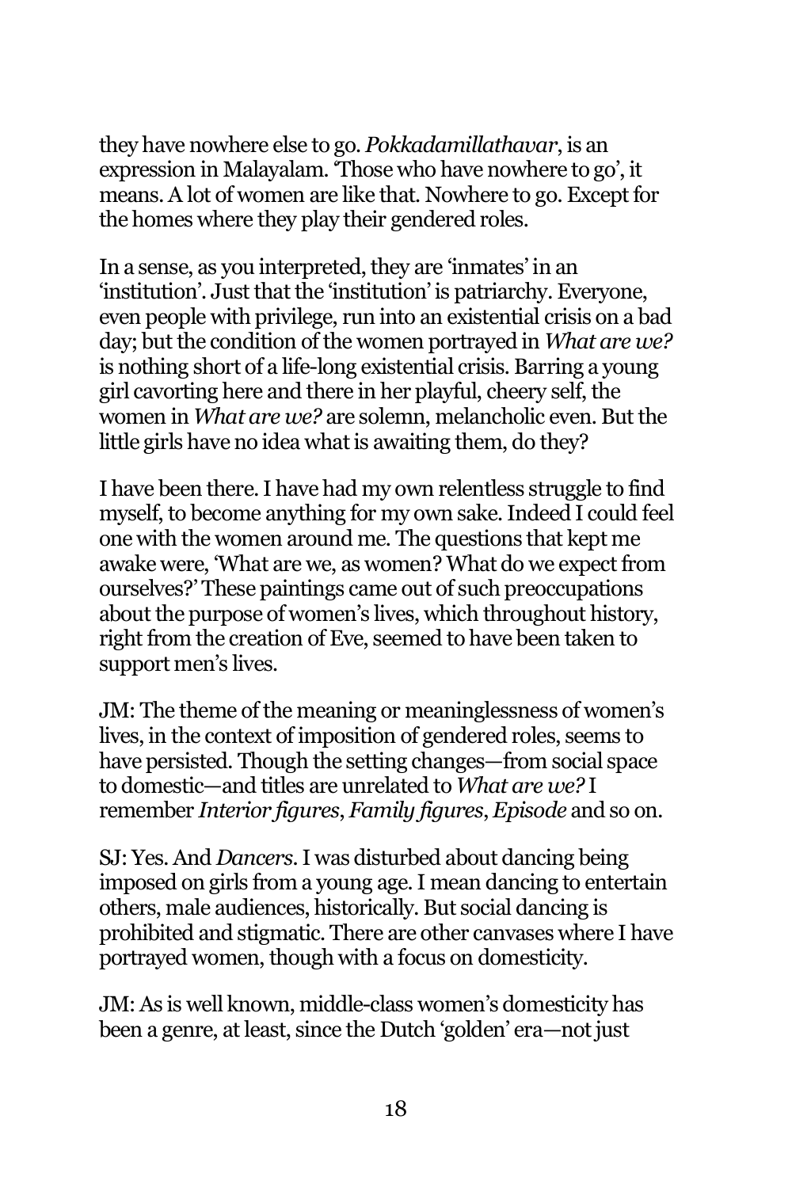they have nowhere else to go. *Pokkadamillathavar*, is an expression in Malayalam. 'Those who have nowhere to go', it means. A lot of women are like that. Nowhere to go. Except for the homes where they play their gendered roles.

In a sense, as you interpreted, they are 'inmates' in an 'institution'. Just that the 'institution' is patriarchy. Everyone, even people with privilege, run into an existential crisis on a bad day; but the condition of the women portrayed in *What are we?* is nothing short of a life-long existential crisis. Barring a young girl cavorting here and there in her playful, cheery self, the women in *What are we?* are solemn, melancholic even. But the little girls have no idea what is awaiting them, do they?

I have been there. I have had my own relentless struggle to find myself, to become anything for my own sake. Indeed I could feel one with the women around me. The questions that kept me awake were, 'What are we, as women? What do we expect from ourselves?' These paintings came out of such preoccupations about the purpose of women's lives, which throughout history, right from the creation of Eve, seemed to have been taken to support men's lives.

JM: The theme of the meaning or meaninglessness of women's lives, in the context of imposition of gendered roles, seems to have persisted. Though the setting changes—from social space to domestic—and titles are unrelated to *What are we?* I remember *Interior figures*, *Family figures*, *Episode* and so on.

SJ: Yes. And *Dancers*. I was disturbed about dancing being imposed on girls from a young age. I mean dancing to entertain others, male audiences, historically. But social dancing is prohibited and stigmatic. There are other canvases where I have portrayed women, though with a focus on domesticity.

JM: As is well known, middle-class women's domesticity has been a genre, at least, since the Dutch 'golden' era—not just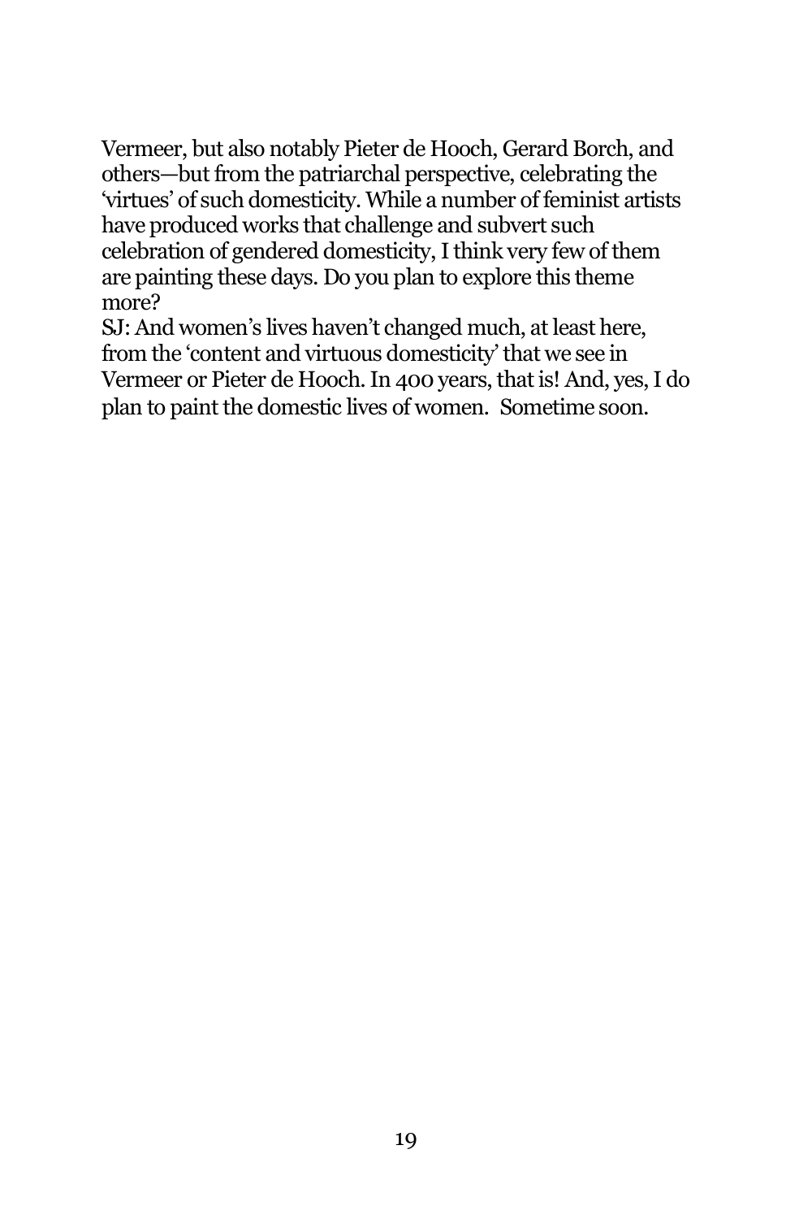Vermeer, but also notably Pieter de Hooch, Gerard Borch, and others—but from the patriarchal perspective, celebrating the 'virtues' of such domesticity. While a number of feminist artists have produced works that challenge and subvert such celebration of gendered domesticity, I think very few of them are painting these days. Do you plan to explore this theme more?

SJ: And women's lives haven't changed much, at least here, from the 'content and virtuous domesticity' that we see in Vermeer or Pieter de Hooch. In 400 years, that is! And, yes, I do plan to paint the domestic lives of women. Sometime soon.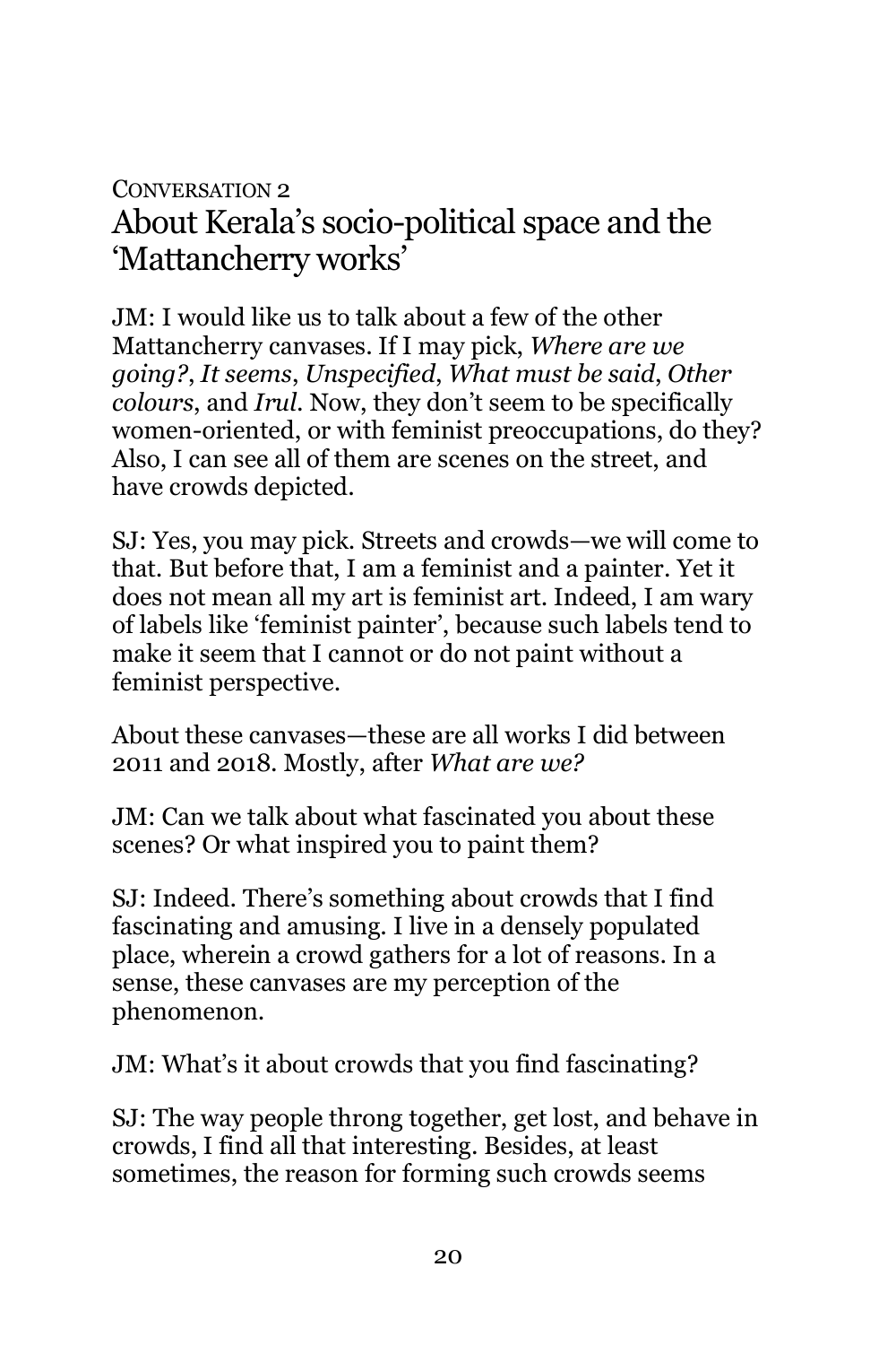CONVERSATION 2

## About Kerala's socio-political space and the 'Mattancherry works'

JM: I would like us to talk about a few of the other Mattancherry canvases. If I may pick, *Where are we going?*, *It seems*, *Unspecified*, *What must be said*, *Other colours*, and *Irul*. Now, they don't seem to be specifically women-oriented, or with feminist preoccupations, do they? Also, I can see all of them are scenes on the street, and have crowds depicted.

SJ: Yes, you may pick. Streets and crowds—we will come to that. But before that, I am a feminist and a painter. Yet it does not mean all my art is feminist art. Indeed, I am wary of labels like 'feminist painter', because such labels tend to make it seem that I cannot or do not paint without a feminist perspective.

About these canvases—these are all works I did between 2011 and 2018. Mostly, after *What are we?*

JM: Can we talk about what fascinated you about these scenes? Or what inspired you to paint them?

SJ: Indeed. There's something about crowds that I find fascinating and amusing. I live in a densely populated place, wherein a crowd gathers for a lot of reasons. In a sense, these canvases are my perception of the phenomenon.

JM: What's it about crowds that you find fascinating?

SJ: The way people throng together, get lost, and behave in crowds, I find all that interesting. Besides, at least sometimes, the reason for forming such crowds seems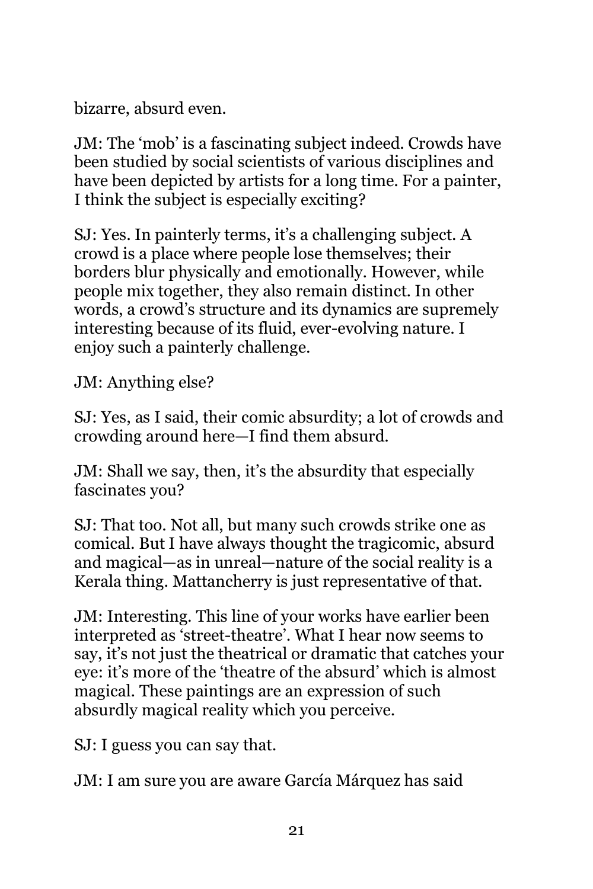bizarre, absurd even.

JM: The 'mob' is a fascinating subject indeed. Crowds have been studied by social scientists of various disciplines and have been depicted by artists for a long time. For a painter, I think the subject is especially exciting?

SJ: Yes. In painterly terms, it's a challenging subject. A crowd is a place where people lose themselves; their borders blur physically and emotionally. However, while people mix together, they also remain distinct. In other words, a crowd's structure and its dynamics are supremely interesting because of its fluid, ever-evolving nature. I enjoy such a painterly challenge.

JM: Anything else?

SJ: Yes, as I said, their comic absurdity; a lot of crowds and crowding around here—I find them absurd.

JM: Shall we say, then, it's the absurdity that especially fascinates you?

SJ: That too. Not all, but many such crowds strike one as comical. But I have always thought the tragicomic, absurd and magical—as in unreal—nature of the social reality is a Kerala thing. Mattancherry is just representative of that.

JM: Interesting. This line of your works have earlier been interpreted as 'street-theatre'. What I hear now seems to say, it's not just the theatrical or dramatic that catches your eye: it's more of the 'theatre of the absurd' which is almost magical. These paintings are an expression of such absurdly magical reality which you perceive.

SJ: I guess you can say that.

JM: I am sure you are aware García Márquez has said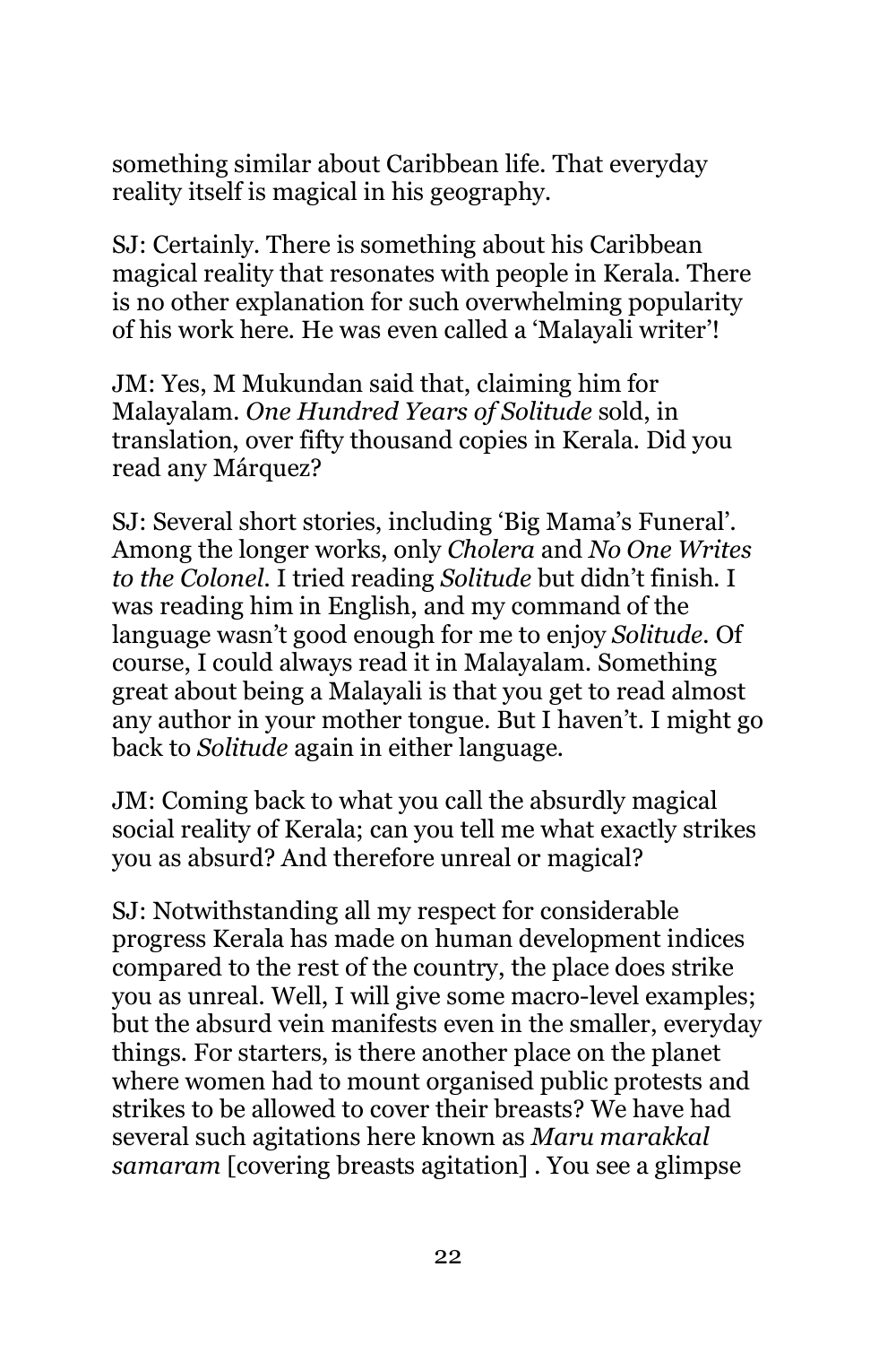something similar about Caribbean life. That everyday reality itself is magical in his geography.

SJ: Certainly. There is something about his Caribbean magical reality that resonates with people in Kerala. There is no other explanation for such overwhelming popularity of his work here. He was even called a 'Malayali writer'!

JM: Yes, M Mukundan said that, claiming him for Malayalam. *One Hundred Years of Solitude* sold, in translation, over fifty thousand copies in Kerala. Did you read any Márquez?

SJ: Several short stories, including 'Big Mama's Funeral'. Among the longer works, only *Cholera* and *No One Writes to the Colonel*. I tried reading *Solitude* but didn't finish. I was reading him in English, and my command of the language wasn't good enough for me to enjoy *Solitude*. Of course, I could always read it in Malayalam. Something great about being a Malayali is that you get to read almost any author in your mother tongue. But I haven't. I might go back to *Solitude* again in either language.

JM: Coming back to what you call the absurdly magical social reality of Kerala; can you tell me what exactly strikes you as absurd? And therefore unreal or magical?

SJ: Notwithstanding all my respect for considerable progress Kerala has made on human development indices compared to the rest of the country, the place does strike you as unreal. Well, I will give some macro-level examples; but the absurd vein manifests even in the smaller, everyday things. For starters, is there another place on the planet where women had to mount organised public protests and strikes to be allowed to cover their breasts? We have had several such agitations here known as *Maru marakkal samaram* [covering breasts agitation] . You see a glimpse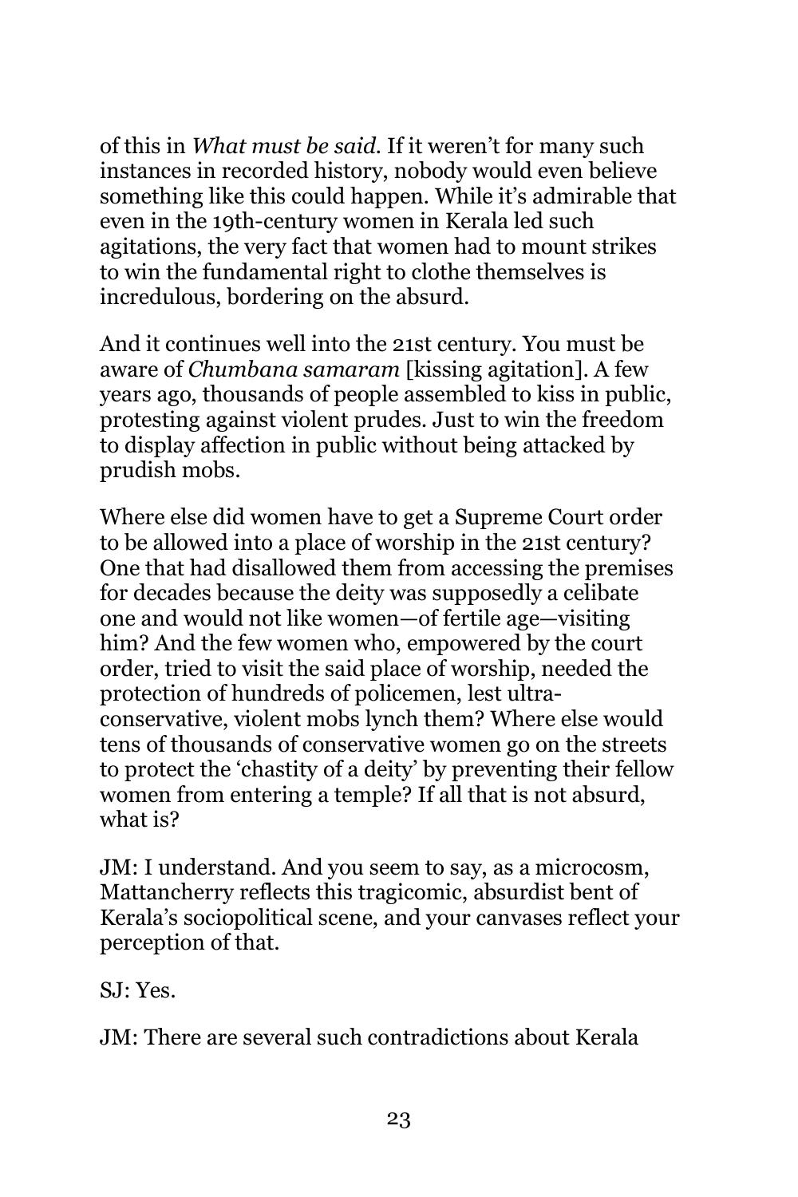of this in *What must be said*. If it weren't for many such instances in recorded history, nobody would even believe something like this could happen. While it's admirable that even in the 19th-century women in Kerala led such agitations, the very fact that women had to mount strikes to win the fundamental right to clothe themselves is incredulous, bordering on the absurd.

And it continues well into the 21st century. You must be aware of *Chumbana samaram* [kissing agitation]. A few years ago, thousands of people assembled to kiss in public, protesting against violent prudes. Just to win the freedom to display affection in public without being attacked by prudish mobs.

Where else did women have to get a Supreme Court order to be allowed into a place of worship in the 21st century? One that had disallowed them from accessing the premises for decades because the deity was supposedly a celibate one and would not like women—of fertile age—visiting him? And the few women who, empowered by the court order, tried to visit the said place of worship, needed the protection of hundreds of policemen, lest ultra-conservative, violent mobs lynch them? Where else would tens of thousands of conservative women go on the streets to protect the 'chastity of a deity' by preventing their fellow women from entering a temple? If all that is not absurd, what is?

JM: I understand. And you seem to say, as a microcosm, Mattancherry reflects this tragicomic, absurdist bent of Kerala's sociopolitical scene, and your canvases reflect your perception of that.

SJ: Yes.

JM: There are several such contradictions about Kerala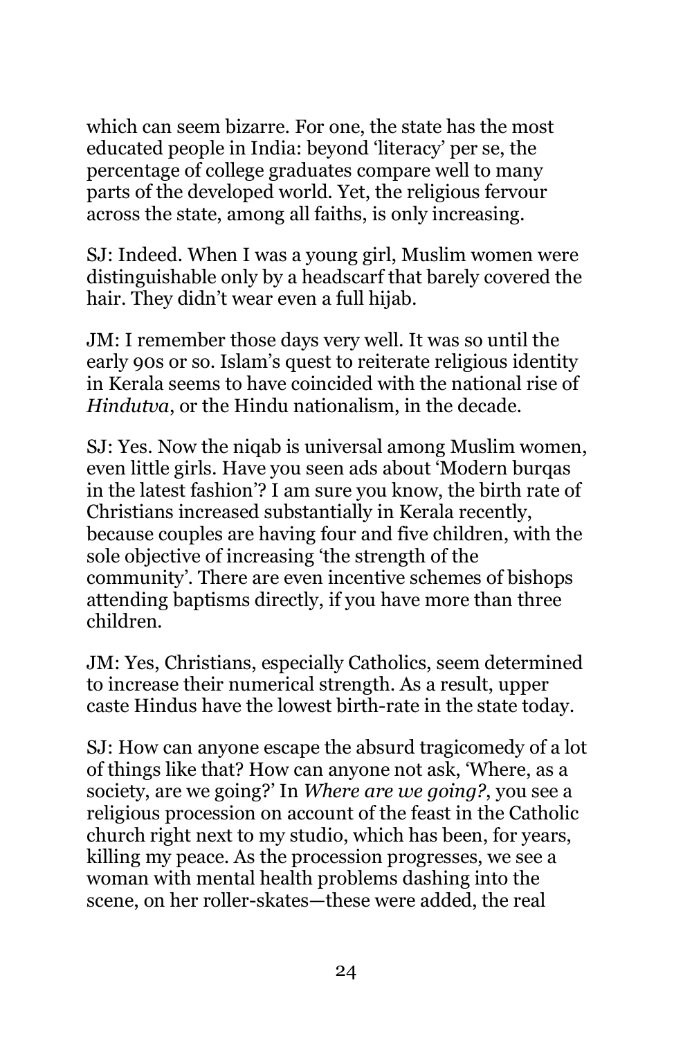which can seem bizarre. For one, the state has the most educated people in India: beyond 'literacy' per se, the percentage of college graduates compare well to many parts of the developed world. Yet, the religious fervour across the state, among all faiths, is only increasing.

SJ: Indeed. When I was a young girl, Muslim women were distinguishable only by a headscarf that barely covered the hair. They didn't wear even a full hijab.

JM: I remember those days very well. It was so until the early 90s or so. Islam's quest to reiterate religious identity in Kerala seems to have coincided with the national rise of *Hindutva*, or the Hindu nationalism, in the decade.

SJ: Yes. Now the niqab is universal among Muslim women, even little girls. Have you seen ads about 'Modern burqas in the latest fashion'? I am sure you know, the birth rate of Christians increased substantially in Kerala recently, because couples are having four and five children, with the sole objective of increasing 'the strength of the community'. There are even incentive schemes of bishops attending baptisms directly, if you have more than three children.

JM: Yes, Christians, especially Catholics, seem determined to increase their numerical strength. As a result, upper caste Hindus have the lowest birth-rate in the state today.

SJ: How can anyone escape the absurd tragicomedy of a lot of things like that? How can anyone not ask, 'Where, as a society, are we going?' In *Where are we going?*, you see a religious procession on account of the feast in the Catholic church right next to my studio, which has been, for years, killing my peace. As the procession progresses, we see a woman with mental health problems dashing into the scene, on her roller-skates—these were added, the real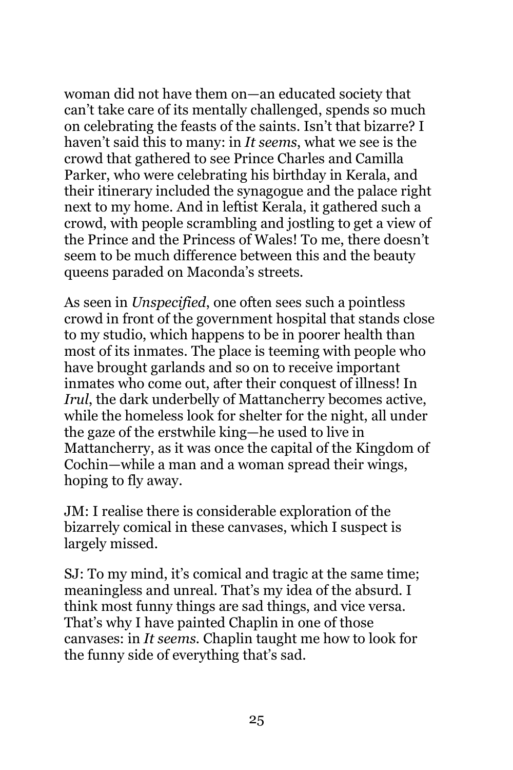woman did not have them on—an educated society that can't take care of its mentally challenged, spends so much on celebrating the feasts of the saints. Isn't that bizarre? I haven't said this to many: in *It seems*, what we see is the crowd that gathered to see Prince Charles and Camilla Parker, who were celebrating his birthday in Kerala, and their itinerary included the synagogue and the palace right next to my home. And in leftist Kerala, it gathered such a crowd, with people scrambling and jostling to get a view of the Prince and the Princess of Wales! To me, there doesn't seem to be much difference between this and the beauty queens paraded on Maconda's streets.

As seen in *Unspecified*, one often sees such a pointless crowd in front of the government hospital that stands close to my studio, which happens to be in poorer health than most of its inmates. The place is teeming with people who have brought garlands and so on to receive important inmates who come out, after their conquest of illness! In *Irul*, the dark underbelly of Mattancherry becomes active, while the homeless look for shelter for the night, all under the gaze of the erstwhile king—he used to live in Mattancherry, as it was once the capital of the Kingdom of Cochin—while a man and a woman spread their wings, hoping to fly away.

JM: I realise there is considerable exploration of the bizarrely comical in these canvases, which I suspect is largely missed.

SJ: To my mind, it's comical and tragic at the same time; meaningless and unreal. That's my idea of the absurd. I think most funny things are sad things, and vice versa. That's why I have painted Chaplin in one of those canvases: in *It seems*. Chaplin taught me how to look for the funny side of everything that's sad.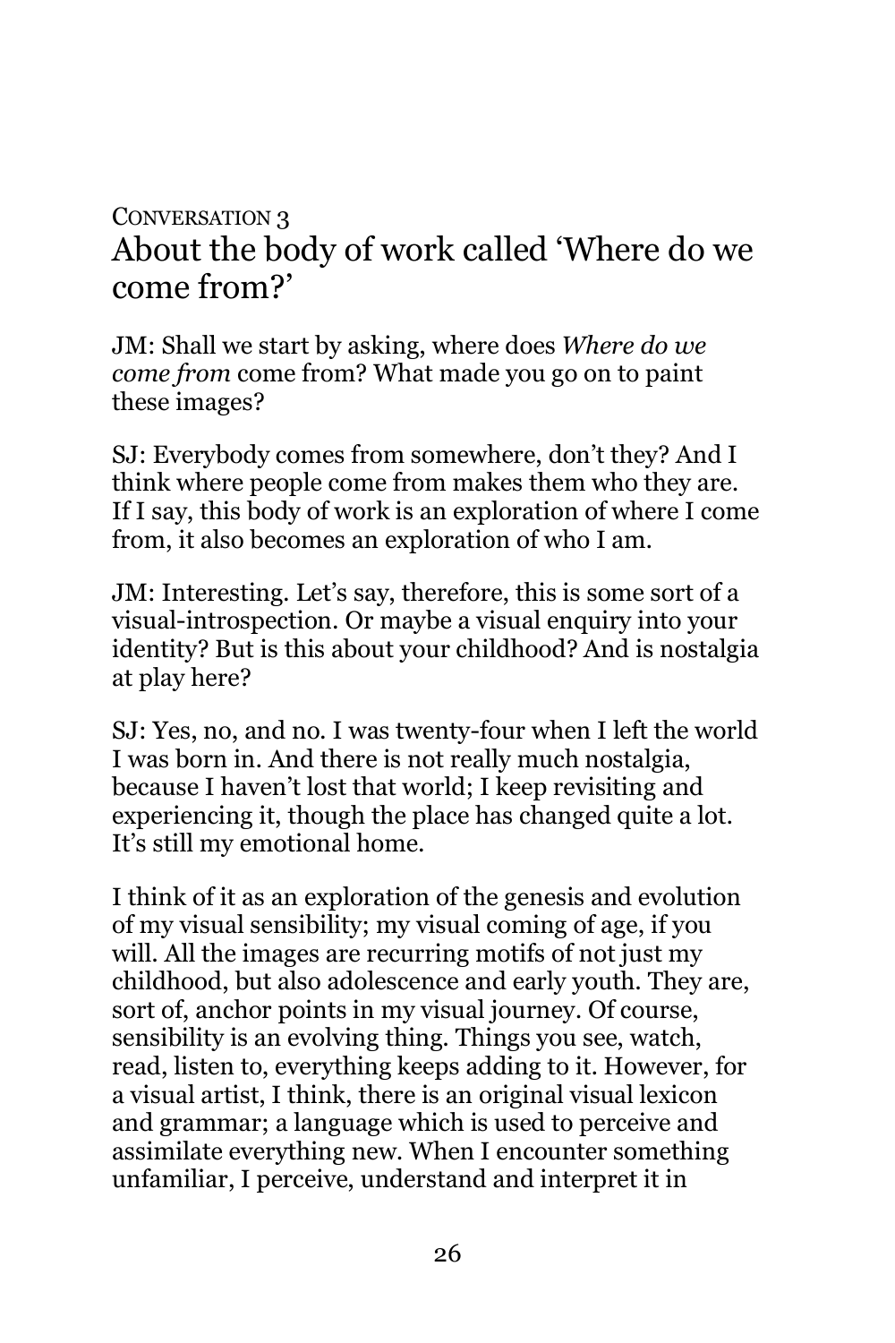Conversation 3

## About the body of work called 'Where do we come from?'

JM: Shall we start by asking, where does *Where do we come from* come from? What made you go on to paint these images?

SJ: Everybody comes from somewhere, don't they? And I think where people come from makes them who they are. If I say, this body of work is an exploration of where I come from, it also becomes an exploration of who I am.

JM: Interesting. Let's say, therefore, this is some sort of a visual-introspection. Or maybe a visual enquiry into your identity? But is this about your childhood? And is nostalgia at play here?

SJ: Yes, no, and no. I was twenty-four when I left the world I was born in. And there is not really much nostalgia, because I haven't lost that world; I keep revisiting and experiencing it, though the place has changed quite a lot. It's still my emotional home.

I think of it as an exploration of the genesis and evolution of my visual sensibility; my visual coming of age, if you will. All the images are recurring motifs of not just my childhood, but also adolescence and early youth. They are, sort of, anchor points in my visual journey. Of course, sensibility is an evolving thing. Things you see, watch, read, listen to, everything keeps adding to it. However, for a visual artist, I think, there is an original visual lexicon and grammar; a language which is used to perceive and assimilate everything new. When I encounter something unfamiliar, I perceive, understand and interpret it in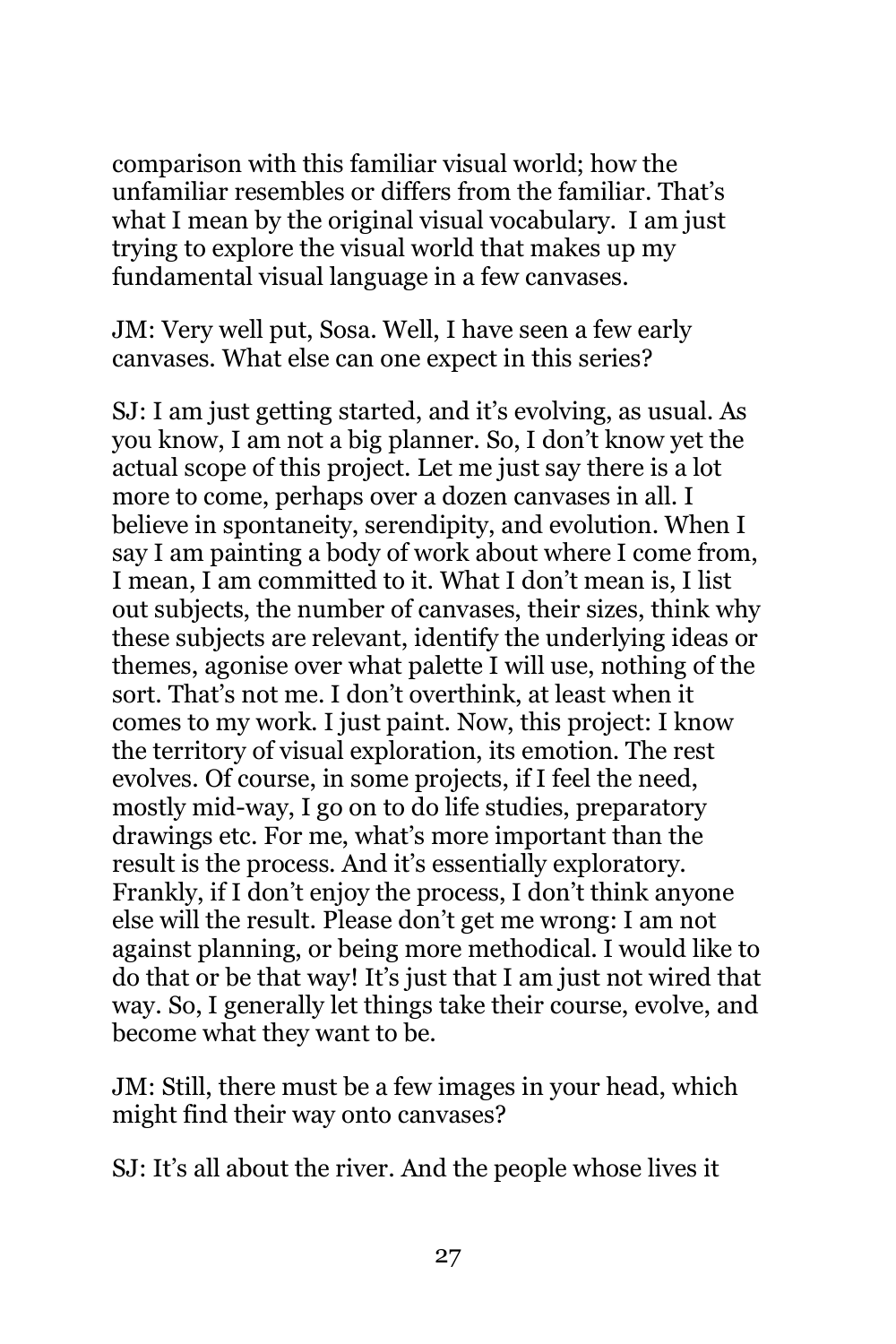comparison with this familiar visual world; how the unfamiliar resembles or differs from the familiar. That's what I mean by the original visual vocabulary. I am just trying to explore the visual world that makes up my fundamental visual language in a few canvases.

JM: Very well put, Sosa. Well, I have seen a few early canvases. What else can one expect in this series?

SJ: I am just getting started, and it's evolving, as usual. As you know, I am not a big planner. So, I don't know yet the actual scope of this project. Let me just say there is a lot more to come, perhaps over a dozen canvases in all. I believe in spontaneity, serendipity, and evolution. When I say I am painting a body of work about where I come from, I mean, I am committed to it. What I don't mean is, I list out subjects, the number of canvases, their sizes, think why these subjects are relevant, identify the underlying ideas or themes, agonise over what palette I will use, nothing of the sort. That's not me. I don't overthink, at least when it comes to my work. I just paint. Now, this project: I know the territory of visual exploration, its emotion. The rest evolves. Of course, in some projects, if I feel the need, mostly mid-way, I go on to do life studies, preparatory drawings etc. For me, what's more important than the result is the process. And it's essentially exploratory. Frankly, if I don't enjoy the process, I don't think anyone else will the result. Please don't get me wrong: I am not against planning, or being more methodical. I would like to do that or be that way! It's just that I am just not wired that way. So, I generally let things take their course, evolve, and become what they want to be.

JM: Still, there must be a few images in your head, which might find their way onto canvases?

SJ: It's all about the river. And the people whose lives it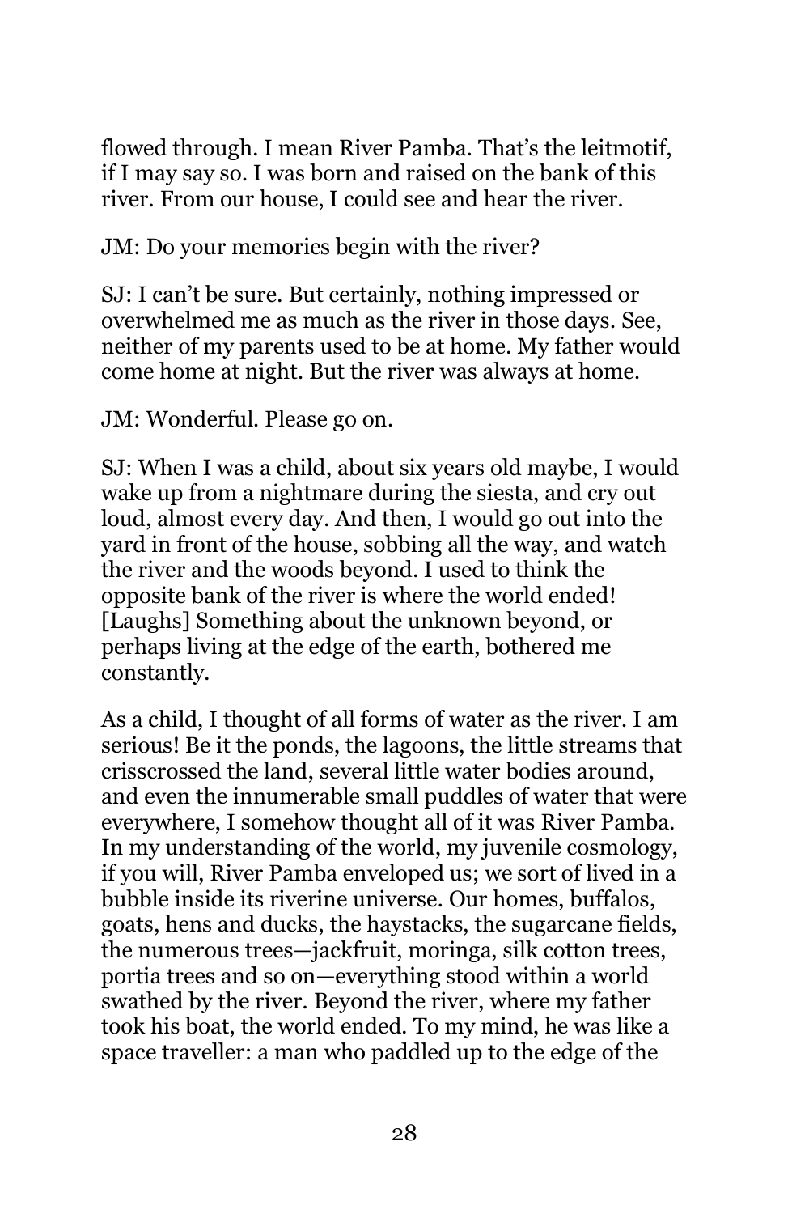flowed through. I mean River Pamba. That's the leitmotif, if I may say so. I was born and raised on the bank of this river. From our house, I could see and hear the river.

JM: Do your memories begin with the river?

SJ: I can't be sure. But certainly, nothing impressed or overwhelmed me as much as the river in those days. See, neither of my parents used to be at home. My father would come home at night. But the river was always at home.

JM: Wonderful. Please go on.

SJ: When I was a child, about six years old maybe, I would wake up from a nightmare during the siesta, and cry out loud, almost every day. And then, I would go out into the yard in front of the house, sobbing all the way, and watch the river and the woods beyond. I used to think the opposite bank of the river is where the world ended! [Laughs] Something about the unknown beyond, or perhaps living at the edge of the earth, bothered me constantly.

As a child, I thought of all forms of water as the river. I am serious! Be it the ponds, the lagoons, the little streams that crisscrossed the land, several little water bodies around, and even the innumerable small puddles of water that were everywhere, I somehow thought all of it was River Pamba. In my understanding of the world, my juvenile cosmology, if you will, River Pamba enveloped us; we sort of lived in a bubble inside its riverine universe. Our homes, buffalos, goats, hens and ducks, the haystacks, the sugarcane fields, the numerous trees—jackfruit, moringa, silk cotton trees, portia trees and so on—everything stood within a world swathed by the river. Beyond the river, where my father took his boat, the world ended. To my mind, he was like a space traveller: a man who paddled up to the edge of the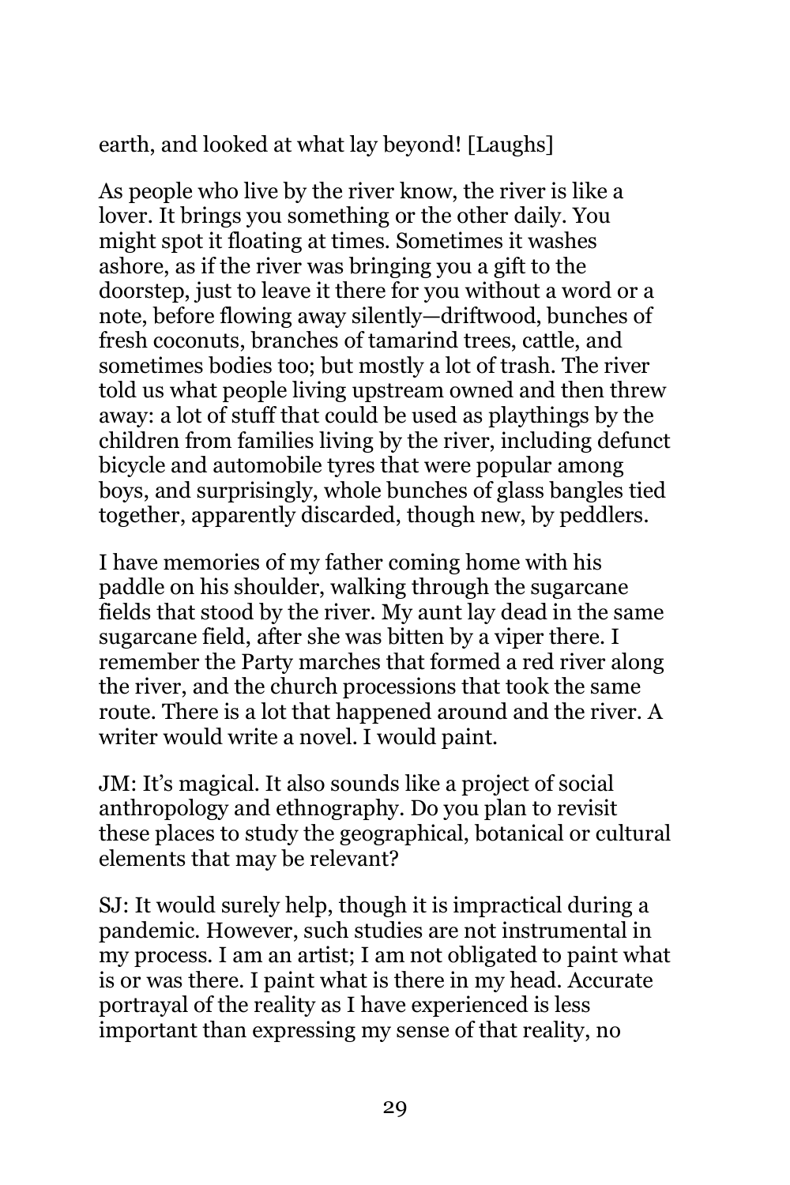earth, and looked at what lay beyond! [Laughs]

As people who live by the river know, the river is like a lover. It brings you something or the other daily. You might spot it floating at times. Sometimes it washes ashore, as if the river was bringing you a gift to the doorstep, just to leave it there for you without a word or a note, before flowing away silently—driftwood, bunches of fresh coconuts, branches of tamarind trees, cattle, and sometimes bodies too; but mostly a lot of trash. The river told us what people living upstream owned and then threw away: a lot of stuff that could be used as playthings by the children from families living by the river, including defunct bicycle and automobile tyres that were popular among boys, and surprisingly, whole bunches of glass bangles tied together, apparently discarded, though new, by peddlers.

I have memories of my father coming home with his paddle on his shoulder, walking through the sugarcane fields that stood by the river. My aunt lay dead in the same sugarcane field, after she was bitten by a viper there. I remember the Party marches that formed a red river along the river, and the church processions that took the same route. There is a lot that happened around and the river. A writer would write a novel. I would paint.

JM: It's magical. It also sounds like a project of social anthropology and ethnography. Do you plan to revisit these places to study the geographical, botanical or cultural elements that may be relevant?

SJ: It would surely help, though it is impractical during a pandemic. However, such studies are not instrumental in my process. I am an artist; I am not obligated to paint what is or was there. I paint what is there in my head. Accurate portrayal of the reality as I have experienced is less important than expressing my sense of that reality, no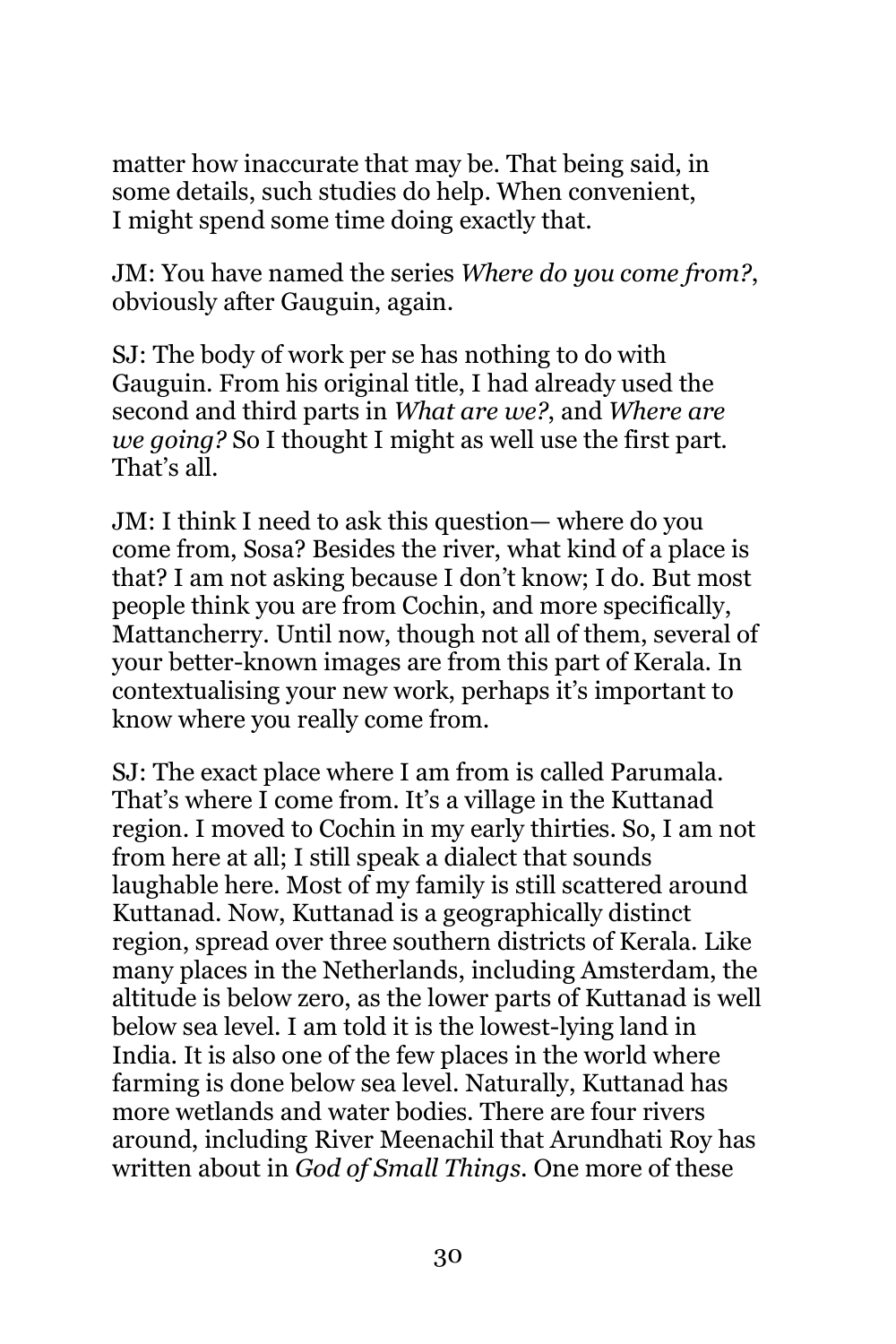matter how inaccurate that may be. That being said, in some details, such studies do help. When convenient, I might spend some time doing exactly that.

JM: You have named the series *Where do you come from?*, obviously after Gauguin, again.

SJ: The body of work per se has nothing to do with Gauguin. From his original title, I had already used the second and third parts in *What are we?*, and *Where are we going?* So I thought I might as well use the first part. That's all.

JM: I think I need to ask this question— where do you come from, Sosa? Besides the river, what kind of a place is that? I am not asking because I don't know; I do. But most people think you are from Cochin, and more specifically, Mattancherry. Until now, though not all of them, several of your better-known images are from this part of Kerala. In contextualising your new work, perhaps it's important to know where you really come from.

SJ: The exact place where I am from is called Parumala. That's where I come from. It's a village in the Kuttanad region. I moved to Cochin in my early thirties. So, I am not from here at all; I still speak a dialect that sounds laughable here. Most of my family is still scattered around Kuttanad. Now, Kuttanad is a geographically distinct region, spread over three southern districts of Kerala. Like many places in the Netherlands, including Amsterdam, the altitude is below zero, as the lower parts of Kuttanad is well below sea level. I am told it is the lowest-lying land in India. It is also one of the few places in the world where farming is done below sea level. Naturally, Kuttanad has more wetlands and water bodies. There are four rivers around, including River Meenachil that Arundhati Roy has written about in *God of Small Things*. One more of these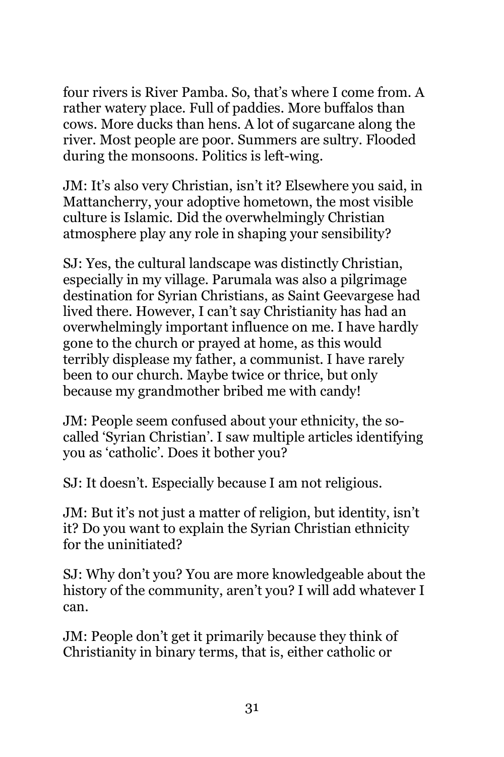four rivers is River Pamba. So, that's where I come from. A rather watery place. Full of paddies. More buffalos than cows. More ducks than hens. A lot of sugarcane along the river. Most people are poor. Summers are sultry. Flooded during the monsoons. Politics is left-wing.

JM: It's also very Christian, isn't it? Elsewhere you said, in Mattancherry, your adoptive hometown, the most visible culture is Islamic. Did the overwhelmingly Christian atmosphere play any role in shaping your sensibility?

SJ: Yes, the cultural landscape was distinctly Christian, especially in my village. Parumala was also a pilgrimage destination for Syrian Christians, as Saint Geevargese had lived there. However, I can't say Christianity has had an overwhelmingly important influence on me. I have hardly gone to the church or prayed at home, as this would terribly displease my father, a communist. I have rarely been to our church. Maybe twice or thrice, but only because my grandmother bribed me with candy!

JM: People seem confused about your ethnicity, the so-called 'Syrian Christian'. I saw multiple articles identifying you as 'catholic'. Does it bother you?

SJ: It doesn't. Especially because I am not religious.

JM: But it's not just a matter of religion, but identity, isn't it? Do you want to explain the Syrian Christian ethnicity for the uninitiated?

SJ: Why don't you? You are more knowledgeable about the history of the community, aren't you? I will add whatever I can.

JM: People don't get it primarily because they think of Christianity in binary terms, that is, either catholic or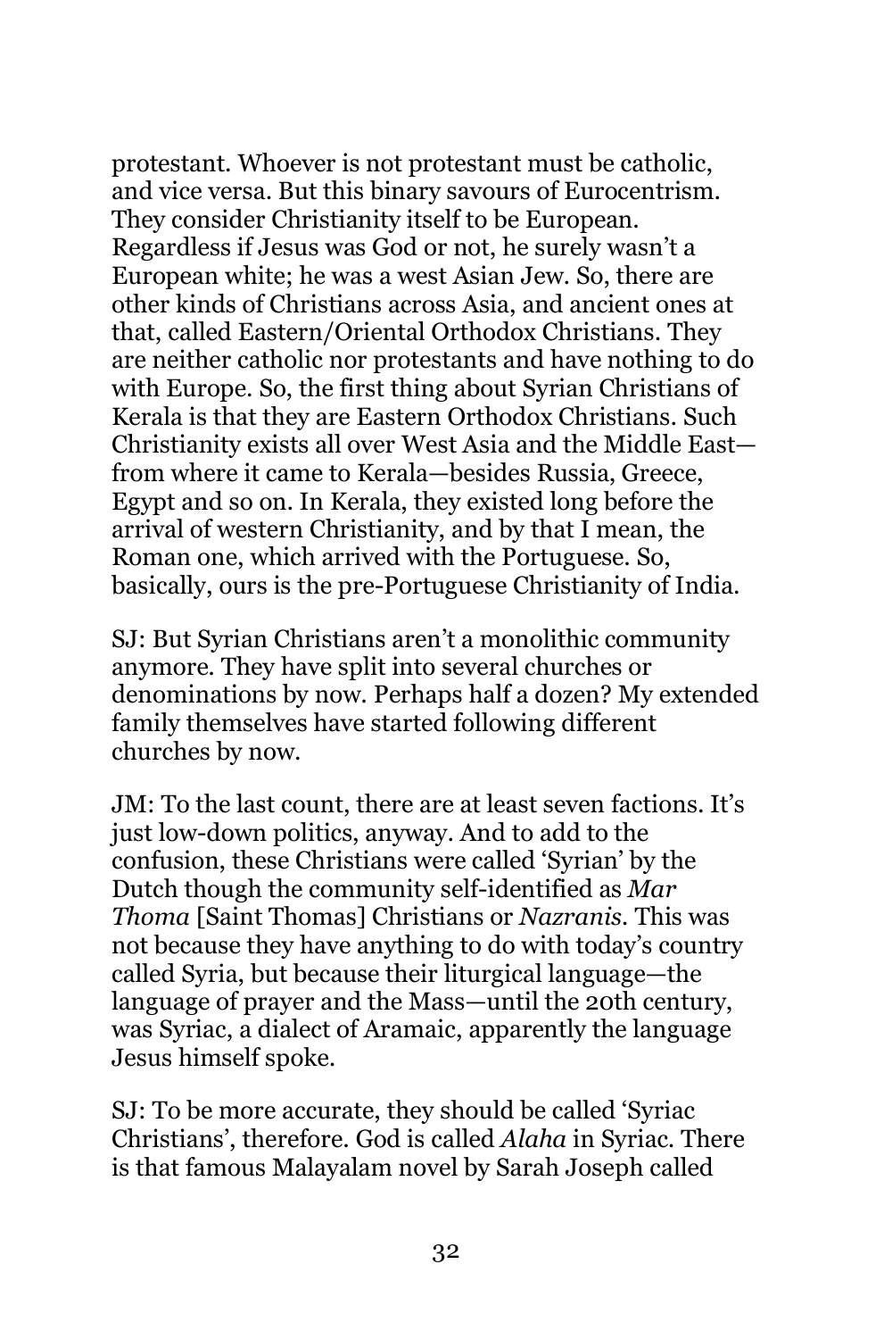protestant. Whoever is not protestant must be catholic, and vice versa. But this binary savours of Eurocentrism. They consider Christianity itself to be European. Regardless if Jesus was God or not, he surely wasn't a European white; he was a west Asian Jew. So, there are other kinds of Christians across Asia, and ancient ones at that, called Eastern/Oriental Orthodox Christians. They are neither catholic nor protestants and have nothing to do with Europe. So, the first thing about Syrian Christians of Kerala is that they are Eastern Orthodox Christians. Such Christianity exists all over West Asia and the Middle East—from where it came to Kerala—besides Russia, Greece, Egypt and so on. In Kerala, they existed long before the arrival of western Christianity, and by that I mean, the Roman one, which arrived with the Portuguese. So, basically, ours is the pre-Portuguese Christianity of India.

SJ: But Syrian Christians aren't a monolithic community anymore. They have split into several churches or denominations by now. Perhaps half a dozen? My extended family themselves have started following different churches by now.

JM: To the last count, there are at least seven factions. It's just low-down politics, anyway. And to add to the confusion, these Christians were called 'Syrian' by the Dutch though the community self-identified as *Mar Thoma* [Saint Thomas] Christians or *Nazranis*. This was not because they have anything to do with today's country called Syria, but because their liturgical language—the language of prayer and the Mass—until the 20th century, was Syriac, a dialect of Aramaic, apparently the language Jesus himself spoke.

SJ: To be more accurate, they should be called 'Syriac Christians', therefore. God is called *Alaha* in Syriac. There is that famous Malayalam novel by Sarah Joseph called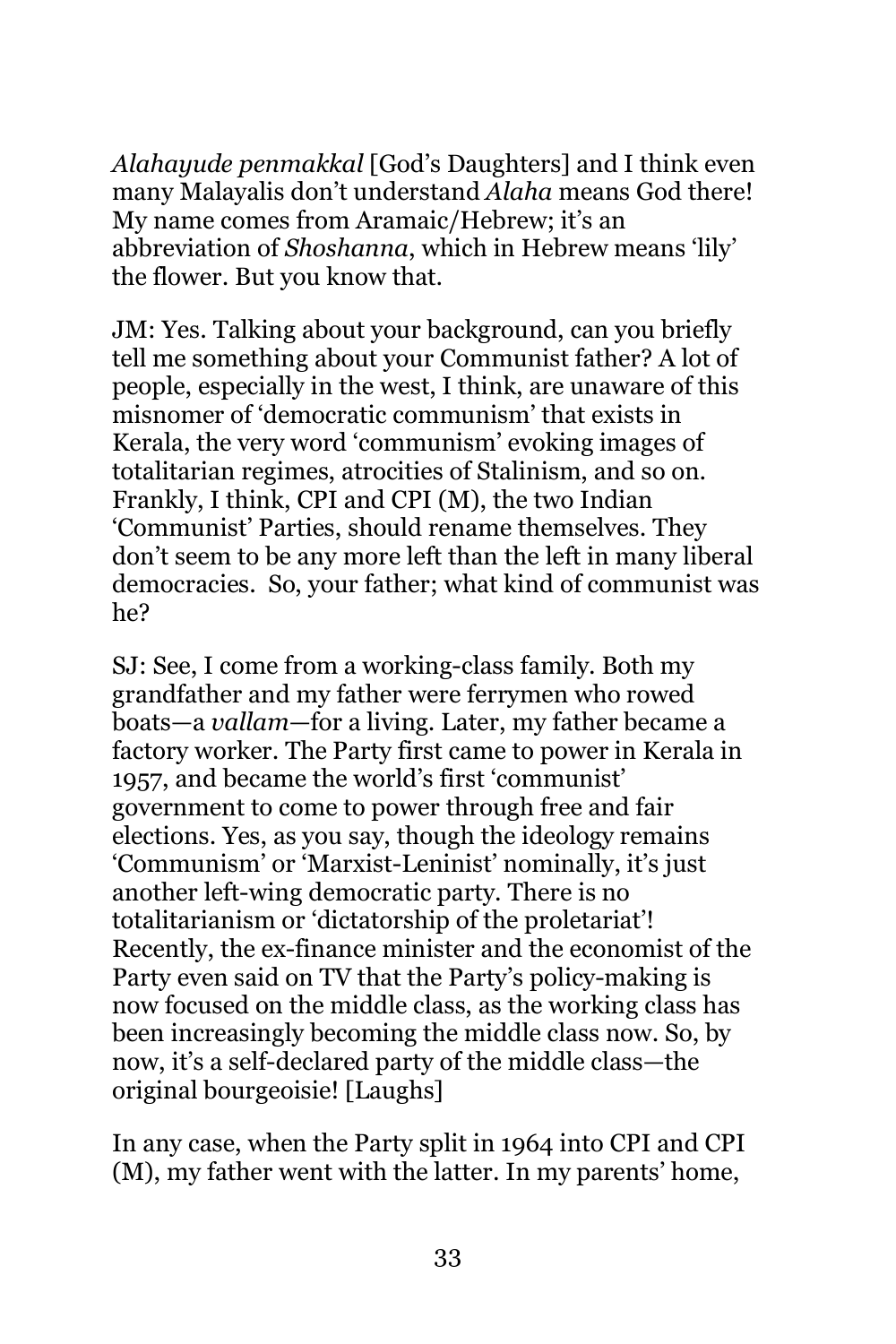*Alahayude penmakkal* [God's Daughters] and I think even many Malayalis don't understand *Alaha* means God there! My name comes from Aramaic/Hebrew; it's an abbreviation of *Shoshanna*, which in Hebrew means 'lily' the flower. But you know that.

JM: Yes. Talking about your background, can you briefly tell me something about your Communist father? A lot of people, especially in the west, I think, are unaware of this misnomer of 'democratic communism' that exists in Kerala, the very word 'communism' evoking images of totalitarian regimes, atrocities of Stalinism, and so on. Frankly, I think, CPI and CPI (M), the two Indian 'Communist' Parties, should rename themselves. They don't seem to be any more left than the left in many liberal democracies. So, your father; what kind of communist was he?

SJ: See, I come from a working-class family. Both my grandfather and my father were ferrymen who rowed boats—a *vallam*—for a living. Later, my father became a factory worker. The Party first came to power in Kerala in 1957, and became the world's first 'communist' government to come to power through free and fair elections. Yes, as you say, though the ideology remains 'Communism' or 'Marxist-Leninist' nominally, it's just another left-wing democratic party. There is no totalitarianism or 'dictatorship of the proletariat'! Recently, the ex-finance minister and the economist of the Party even said on TV that the Party's policy-making is now focused on the middle class, as the working class has been increasingly becoming the middle class now. So, by now, it's a self-declared party of the middle class—the original bourgeoisie! [Laughs]

In any case, when the Party split in 1964 into CPI and CPI (M), my father went with the latter. In my parents' home,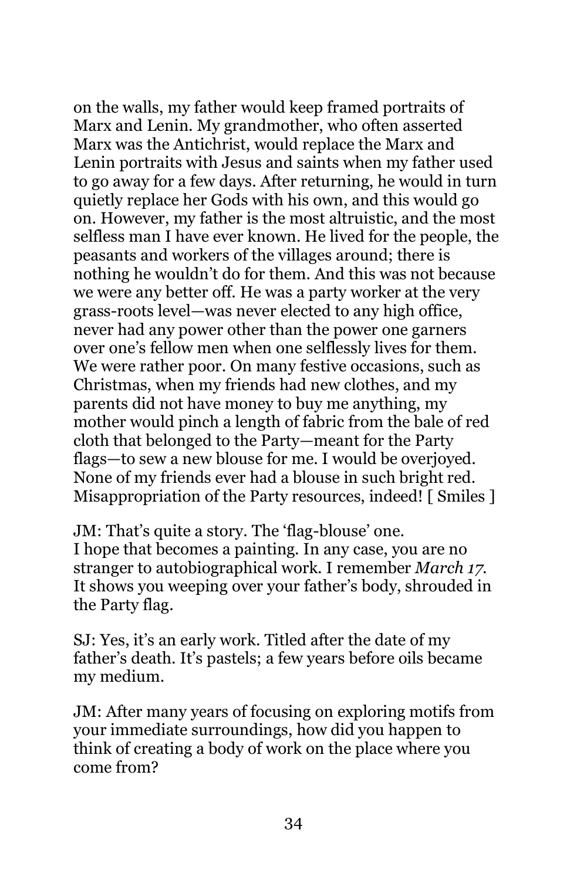on the walls, my father would keep framed portraits of Marx and Lenin. My grandmother, who often asserted Marx was the Antichrist, would replace the Marx and Lenin portraits with Jesus and saints when my father used to go away for a few days. After returning, he would in turn quietly replace her Gods with his own, and this would go on. However, my father is the most altruistic, and the most selfless man I have ever known. He lived for the people, the peasants and workers of the villages around; there is nothing he wouldn't do for them. And this was not because we were any better off. He was a party worker at the very grass-roots level—was never elected to any high office, never had any power other than the power one garners over one's fellow men when one selflessly lives for them. We were rather poor. On many festive occasions, such as Christmas, when my friends had new clothes, and my parents did not have money to buy me anything, my mother would pinch a length of fabric from the bale of red cloth that belonged to the Party—meant for the Party flags—to sew a new blouse for me. I would be overjoyed. None of my friends ever had a blouse in such bright red. Misappropriation of the Party resources, indeed! [ Smiles ]

JM: That's quite a story. The 'flag-blouse' one. I hope that becomes a painting. In any case, you are no stranger to autobiographical work. I remember *March 17*. It shows you weeping over your father's body, shrouded in the Party flag.

SJ: Yes, it's an early work. Titled after the date of my father's death. It's pastels; a few years before oils became my medium.

JM: After many years of focusing on exploring motifs from your immediate surroundings, how did you happen to think of creating a body of work on the place where you come from?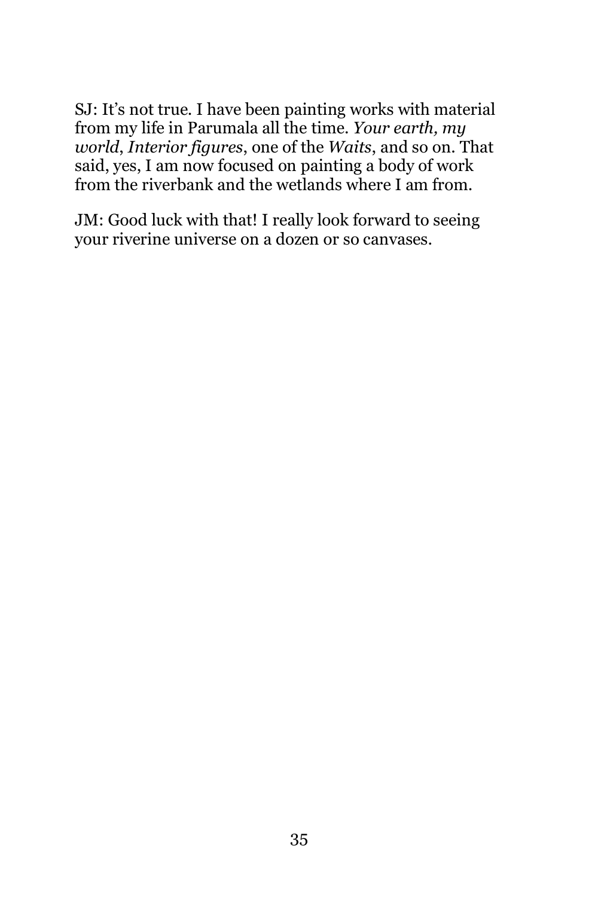SJ: It's not true. I have been painting works with material from my life in Parumala all the time. *Your earth, my world*, *Interior figures*, one of the *Waits*, and so on. That said, yes, I am now focused on painting a body of work from the riverbank and the wetlands where I am from.

JM: Good luck with that! I really look forward to seeing your riverine universe on a dozen or so canvases.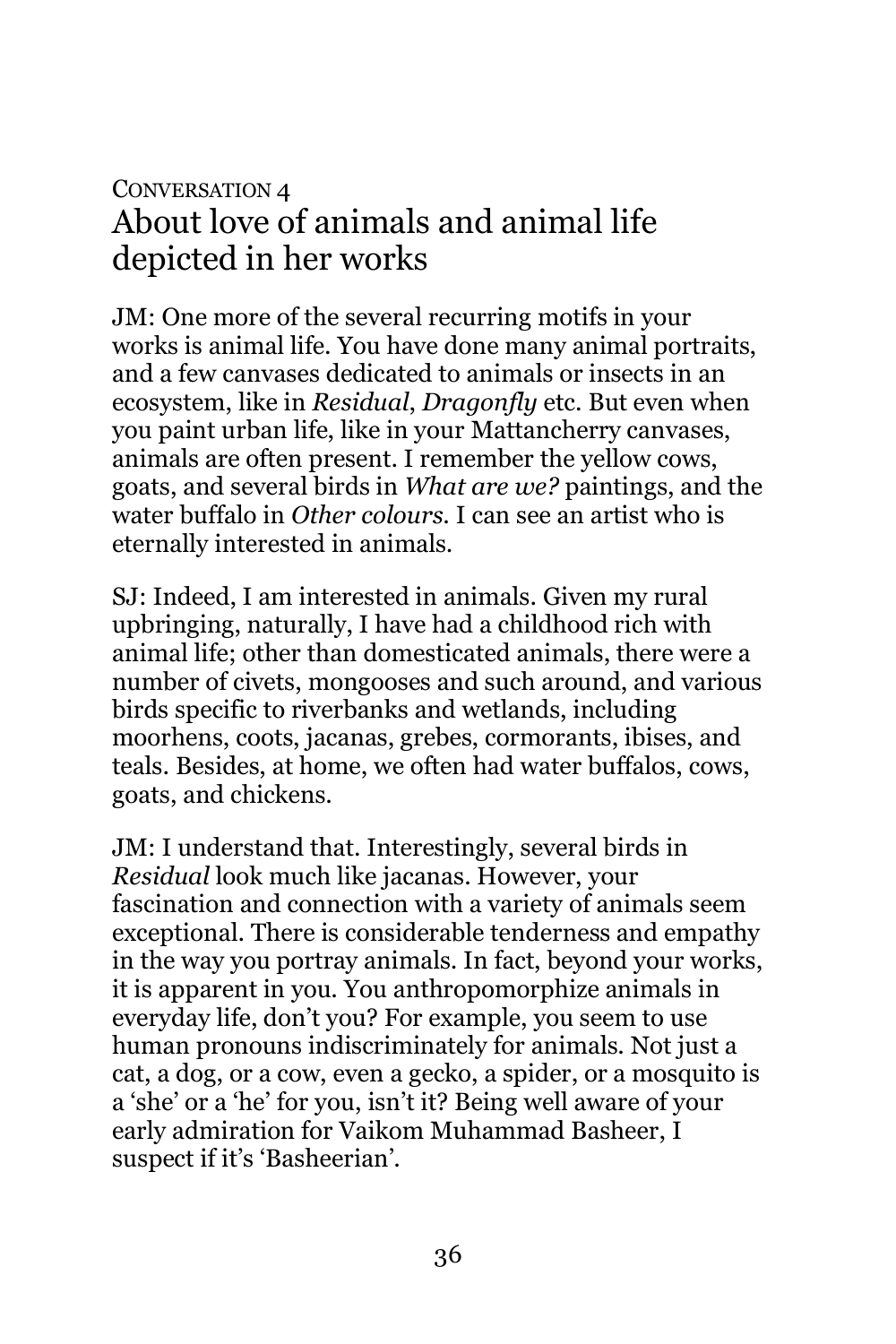## Conversation 4
# About love of animals and animal life depicted in her works

JM: One more of the several recurring motifs in your works is animal life. You have done many animal portraits, and a few canvases dedicated to animals or insects in an ecosystem, like in *Residual*, *Dragonfly* etc. But even when you paint urban life, like in your Mattancherry canvases, animals are often present. I remember the yellow cows, goats, and several birds in *What are we?* paintings, and the water buffalo in *Other colours*. I can see an artist who is eternally interested in animals.

SJ: Indeed, I am interested in animals. Given my rural upbringing, naturally, I have had a childhood rich with animal life; other than domesticated animals, there were a number of civets, mongooses and such around, and various birds specific to riverbanks and wetlands, including moorhens, coots, jacanas, grebes, cormorants, ibises, and teals. Besides, at home, we often had water buffalos, cows, goats, and chickens.

JM: I understand that. Interestingly, several birds in *Residual* look much like jacanas. However, your fascination and connection with a variety of animals seem exceptional. There is considerable tenderness and empathy in the way you portray animals. In fact, beyond your works, it is apparent in you. You anthropomorphize animals in everyday life, don't you? For example, you seem to use human pronouns indiscriminately for animals. Not just a cat, a dog, or a cow, even a gecko, a spider, or a mosquito is a 'she' or a 'he' for you, isn't it? Being well aware of your early admiration for Vaikom Muhammad Basheer, I suspect if it's 'Basheerian'.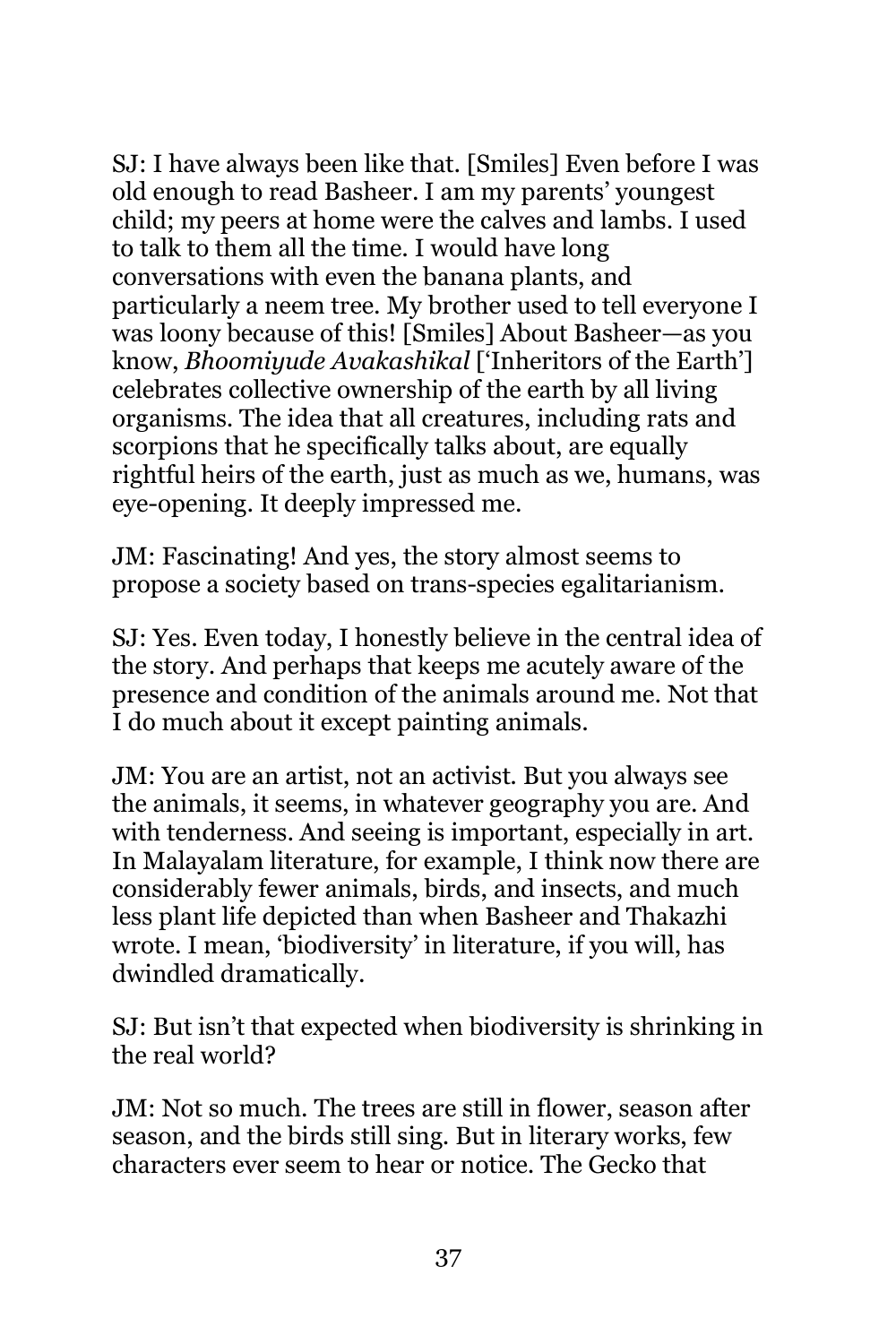SJ: I have always been like that. [Smiles] Even before I was old enough to read Basheer. I am my parents' youngest child; my peers at home were the calves and lambs. I used to talk to them all the time. I would have long conversations with even the banana plants, and particularly a neem tree. My brother used to tell everyone I was loony because of this! [Smiles] About Basheer—as you know, *Bhoomiyude Avakashikal* ['Inheritors of the Earth'] celebrates collective ownership of the earth by all living organisms. The idea that all creatures, including rats and scorpions that he specifically talks about, are equally rightful heirs of the earth, just as much as we, humans, was eye-opening. It deeply impressed me.

JM: Fascinating! And yes, the story almost seems to propose a society based on trans-species egalitarianism.

SJ: Yes. Even today, I honestly believe in the central idea of the story. And perhaps that keeps me acutely aware of the presence and condition of the animals around me. Not that I do much about it except painting animals.

JM: You are an artist, not an activist. But you always see the animals, it seems, in whatever geography you are. And with tenderness. And seeing is important, especially in art. In Malayalam literature, for example, I think now there are considerably fewer animals, birds, and insects, and much less plant life depicted than when Basheer and Thakazhi wrote. I mean, 'biodiversity' in literature, if you will, has dwindled dramatically.

SJ: But isn't that expected when biodiversity is shrinking in the real world?

JM: Not so much. The trees are still in flower, season after season, and the birds still sing. But in literary works, few characters ever seem to hear or notice. The Gecko that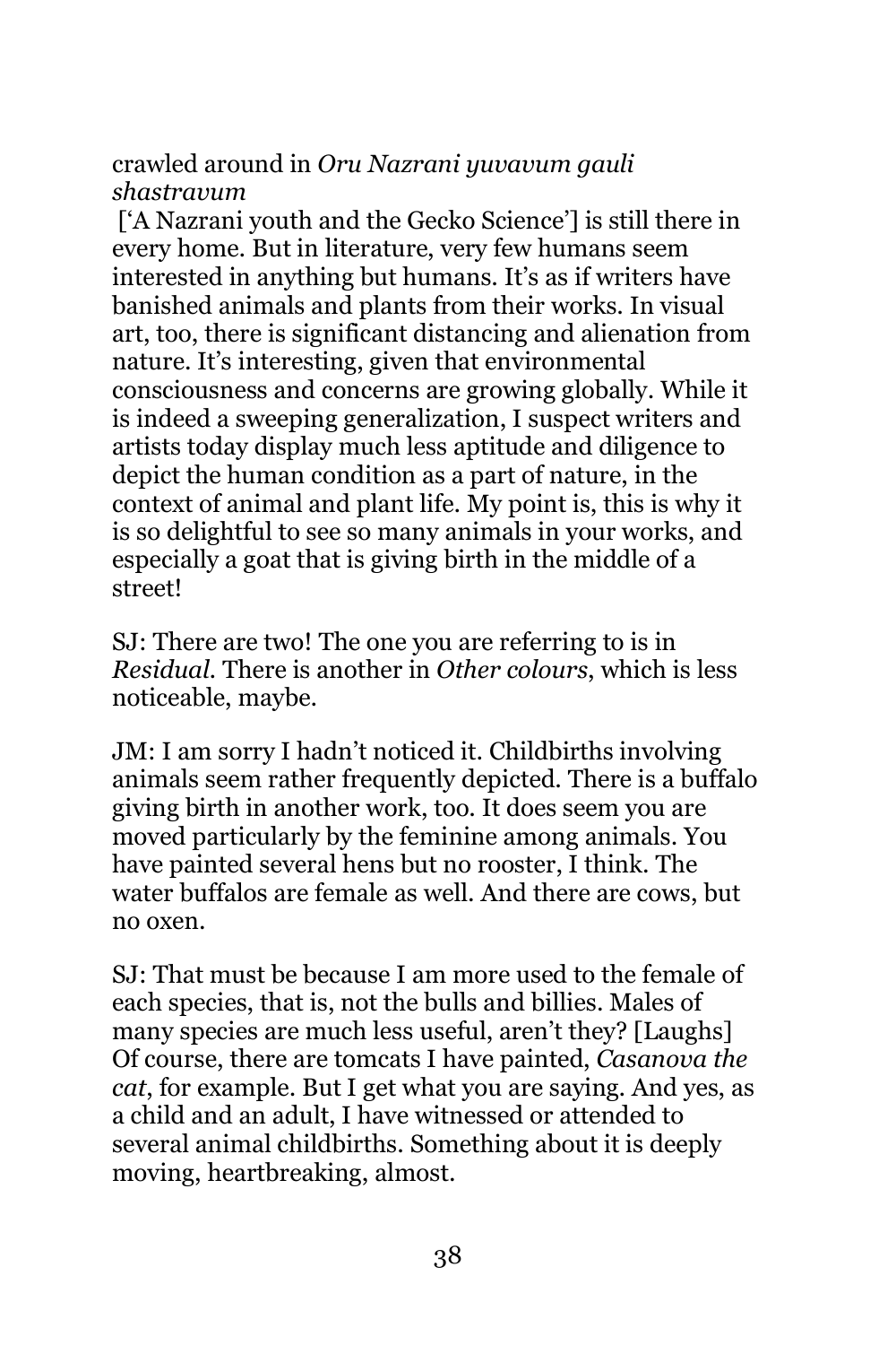crawled around in *Oru Nazrani yuvavum gauli shastravum* ['A Nazrani youth and the Gecko Science'] is still there in every home. But in literature, very few humans seem interested in anything but humans. It's as if writers have banished animals and plants from their works. In visual art, too, there is significant distancing and alienation from nature. It's interesting, given that environmental consciousness and concerns are growing globally. While it is indeed a sweeping generalization, I suspect writers and artists today display much less aptitude and diligence to depict the human condition as a part of nature, in the context of animal and plant life. My point is, this is why it is so delightful to see so many animals in your works, and especially a goat that is giving birth in the middle of a street!

SJ: There are two! The one you are referring to is in *Residual*. There is another in *Other colours*, which is less noticeable, maybe.

JM: I am sorry I hadn't noticed it. Childbirths involving animals seem rather frequently depicted. There is a buffalo giving birth in another work, too. It does seem you are moved particularly by the feminine among animals. You have painted several hens but no rooster, I think. The water buffalos are female as well. And there are cows, but no oxen.

SJ: That must be because I am more used to the female of each species, that is, not the bulls and billies. Males of many species are much less useful, aren't they? [Laughs] Of course, there are tomcats I have painted, *Casanova the cat*, for example. But I get what you are saying. And yes, as a child and an adult, I have witnessed or attended to several animal childbirths. Something about it is deeply moving, heartbreaking, almost.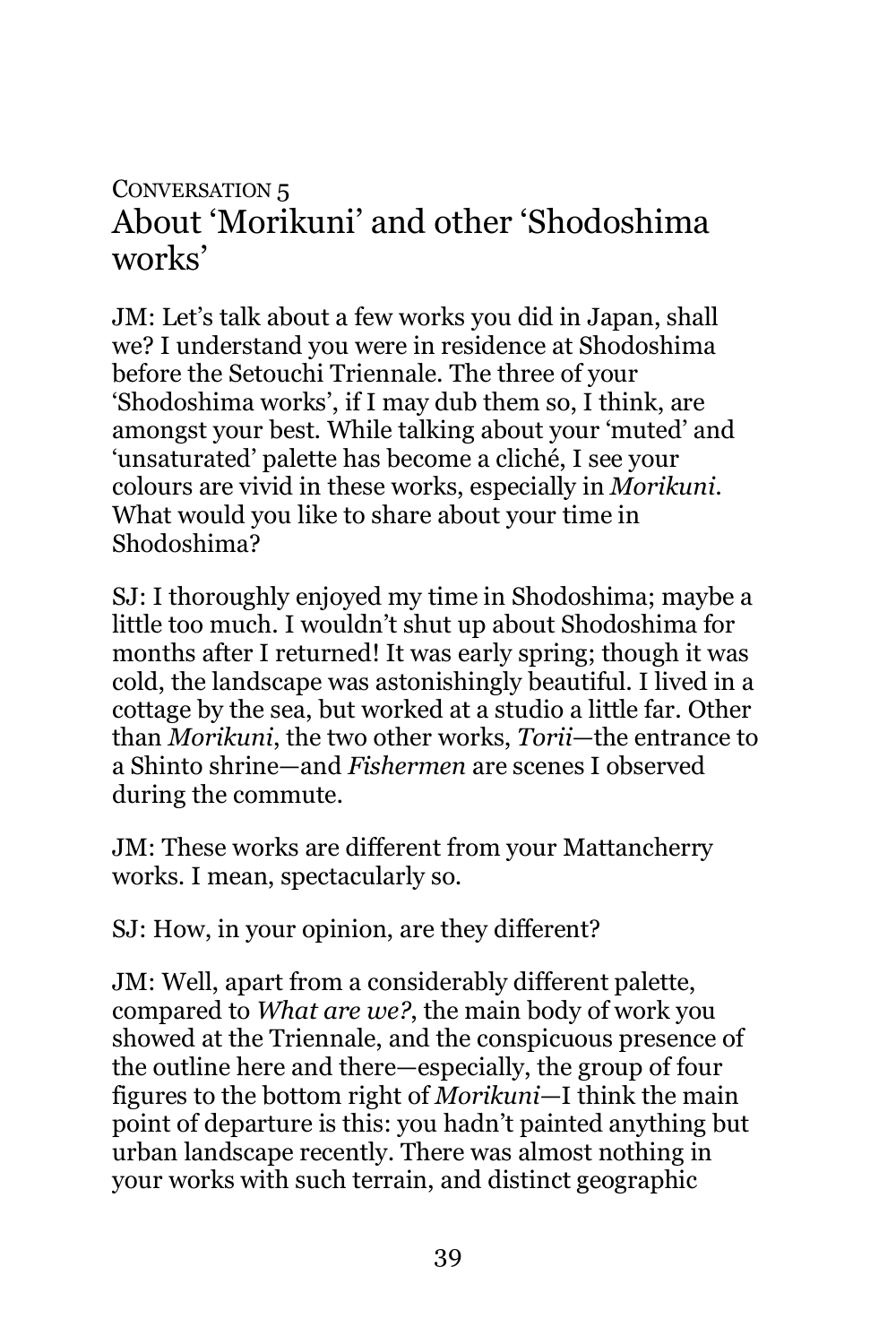## CONVERSATION 5
## About 'Morikuni' and other 'Shodoshima works'

JM: Let's talk about a few works you did in Japan, shall we? I understand you were in residence at Shodoshima before the Setouchi Triennale. The three of your 'Shodoshima works', if I may dub them so, I think, are amongst your best. While talking about your 'muted' and 'unsaturated' palette has become a cliché, I see your colours are vivid in these works, especially in *Morikuni*. What would you like to share about your time in Shodoshima?

SJ: I thoroughly enjoyed my time in Shodoshima; maybe a little too much. I wouldn't shut up about Shodoshima for months after I returned! It was early spring; though it was cold, the landscape was astonishingly beautiful. I lived in a cottage by the sea, but worked at a studio a little far. Other than *Morikuni*, the two other works, *Torii*—the entrance to a Shinto shrine—and *Fishermen* are scenes I observed during the commute.

JM: These works are different from your Mattancherry works. I mean, spectacularly so.

SJ: How, in your opinion, are they different?

JM: Well, apart from a considerably different palette, compared to *What are we?*, the main body of work you showed at the Triennale, and the conspicuous presence of the outline here and there—especially, the group of four figures to the bottom right of *Morikuni*—I think the main point of departure is this: you hadn't painted anything but urban landscape recently. There was almost nothing in your works with such terrain, and distinct geographic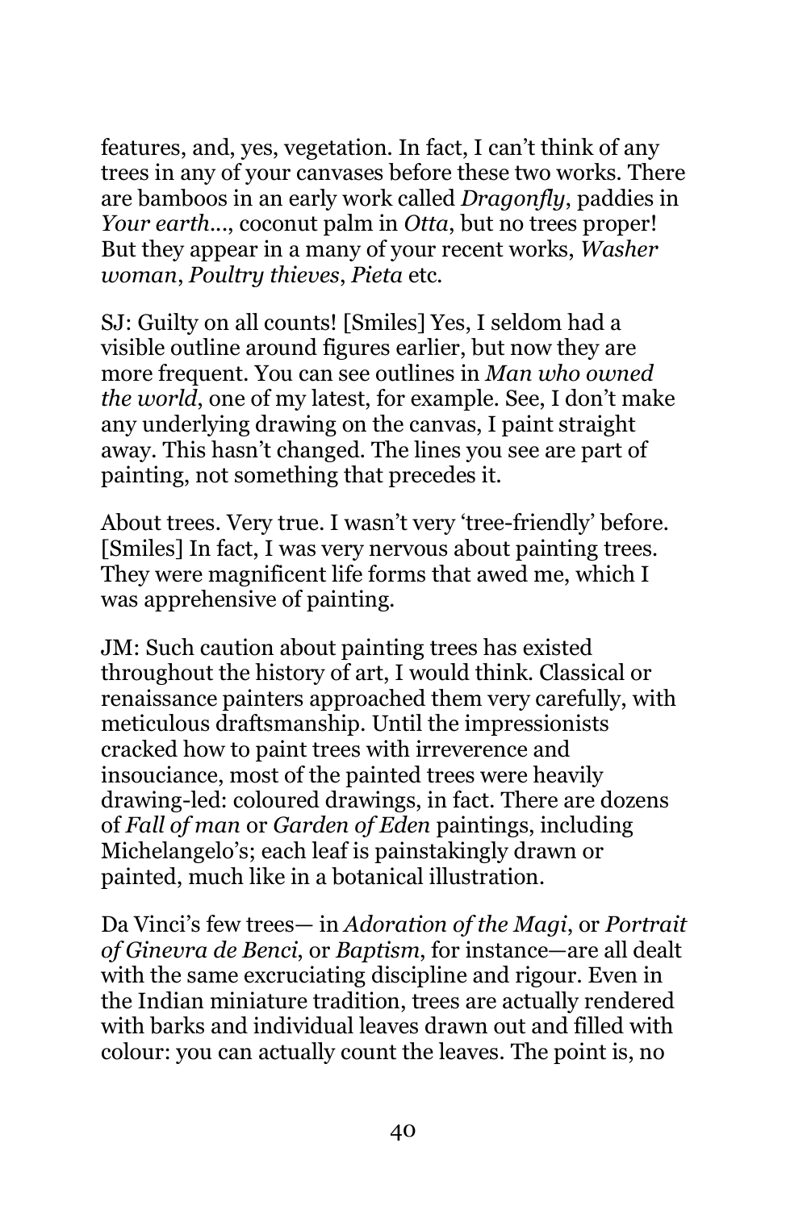features, and, yes, vegetation. In fact, I can't think of any trees in any of your canvases before these two works. There are bamboos in an early work called *Dragonfly*, paddies in *Your earth...*, coconut palm in *Otta*, but no trees proper! But they appear in a many of your recent works, *Washer woman*, *Poultry thieves*, *Pieta* etc.

SJ: Guilty on all counts! [Smiles] Yes, I seldom had a visible outline around figures earlier, but now they are more frequent. You can see outlines in *Man who owned the world*, one of my latest, for example. See, I don't make any underlying drawing on the canvas, I paint straight away. This hasn't changed. The lines you see are part of painting, not something that precedes it.

About trees. Very true. I wasn't very 'tree-friendly' before. [Smiles] In fact, I was very nervous about painting trees. They were magnificent life forms that awed me, which I was apprehensive of painting.

JM: Such caution about painting trees has existed throughout the history of art, I would think. Classical or renaissance painters approached them very carefully, with meticulous draftsmanship. Until the impressionists cracked how to paint trees with irreverence and insouciance, most of the painted trees were heavily drawing-led: coloured drawings, in fact. There are dozens of *Fall of man* or *Garden of Eden* paintings, including Michelangelo's; each leaf is painstakingly drawn or painted, much like in a botanical illustration.

Da Vinci's few trees— in *Adoration of the Magi*, or *Portrait of Ginevra de Benci*, or *Baptism*, for instance—are all dealt with the same excruciating discipline and rigour. Even in the Indian miniature tradition, trees are actually rendered with barks and individual leaves drawn out and filled with colour: you can actually count the leaves. The point is, no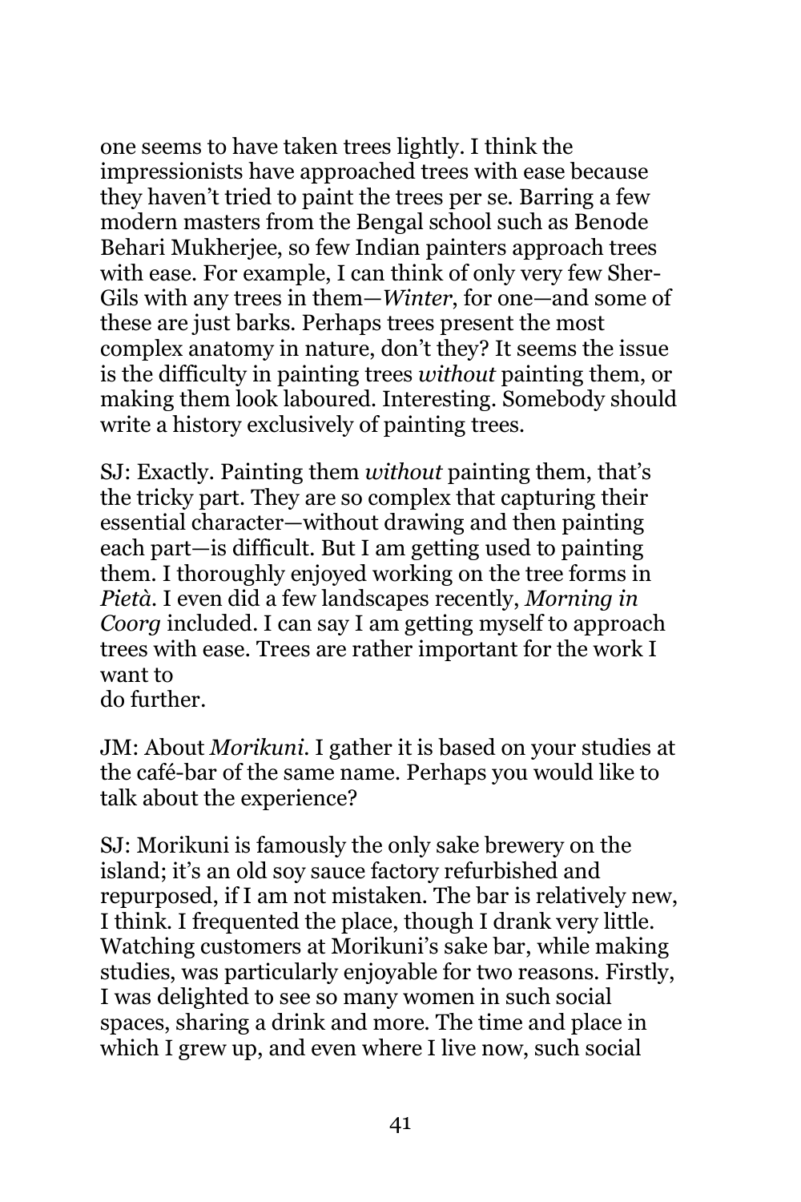one seems to have taken trees lightly. I think the impressionists have approached trees with ease because they haven't tried to paint the trees per se. Barring a few modern masters from the Bengal school such as Benode Behari Mukherjee, so few Indian painters approach trees with ease. For example, I can think of only very few Sher-Gils with any trees in them—*Winter*, for one—and some of these are just barks. Perhaps trees present the most complex anatomy in nature, don't they? It seems the issue is the difficulty in painting trees *without* painting them, or making them look laboured. Interesting. Somebody should write a history exclusively of painting trees.

SJ: Exactly. Painting them *without* painting them, that's the tricky part. They are so complex that capturing their essential character—without drawing and then painting each part—is difficult. But I am getting used to painting them. I thoroughly enjoyed working on the tree forms in *Pietà*. I even did a few landscapes recently, *Morning in Coorg* included. I can say I am getting myself to approach trees with ease. Trees are rather important for the work I want to do further.

JM: About *Morikuni*. I gather it is based on your studies at the café-bar of the same name. Perhaps you would like to talk about the experience?

SJ: Morikuni is famously the only sake brewery on the island; it's an old soy sauce factory refurbished and repurposed, if I am not mistaken. The bar is relatively new, I think. I frequented the place, though I drank very little. Watching customers at Morikuni's sake bar, while making studies, was particularly enjoyable for two reasons. Firstly, I was delighted to see so many women in such social spaces, sharing a drink and more. The time and place in which I grew up, and even where I live now, such social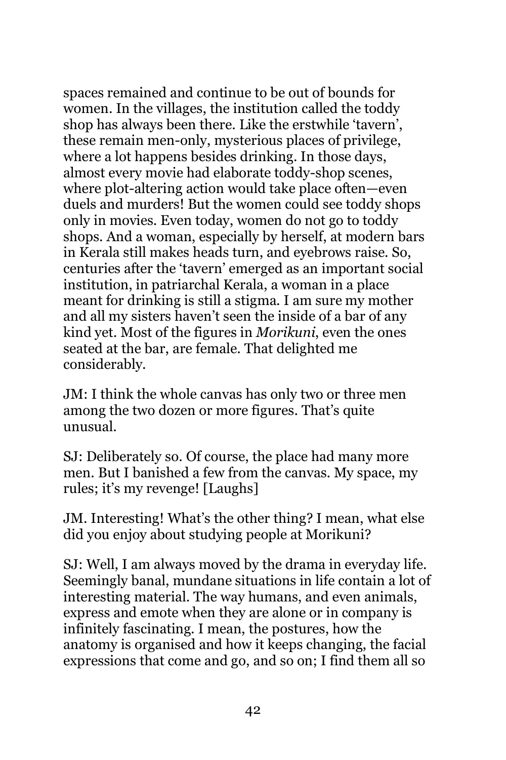spaces remained and continue to be out of bounds for women. In the villages, the institution called the toddy shop has always been there. Like the erstwhile 'tavern', these remain men-only, mysterious places of privilege, where a lot happens besides drinking. In those days, almost every movie had elaborate toddy-shop scenes, where plot-altering action would take place often—even duels and murders! But the women could see toddy shops only in movies. Even today, women do not go to toddy shops. And a woman, especially by herself, at modern bars in Kerala still makes heads turn, and eyebrows raise. So, centuries after the 'tavern' emerged as an important social institution, in patriarchal Kerala, a woman in a place meant for drinking is still a stigma. I am sure my mother and all my sisters haven't seen the inside of a bar of any kind yet. Most of the figures in *Morikuni*, even the ones seated at the bar, are female. That delighted me considerably.

JM: I think the whole canvas has only two or three men among the two dozen or more figures. That's quite unusual.

SJ: Deliberately so. Of course, the place had many more men. But I banished a few from the canvas. My space, my rules; it's my revenge! [Laughs]

JM. Interesting! What's the other thing? I mean, what else did you enjoy about studying people at Morikuni?

SJ: Well, I am always moved by the drama in everyday life. Seemingly banal, mundane situations in life contain a lot of interesting material. The way humans, and even animals, express and emote when they are alone or in company is infinitely fascinating. I mean, the postures, how the anatomy is organised and how it keeps changing, the facial expressions that come and go, and so on; I find them all so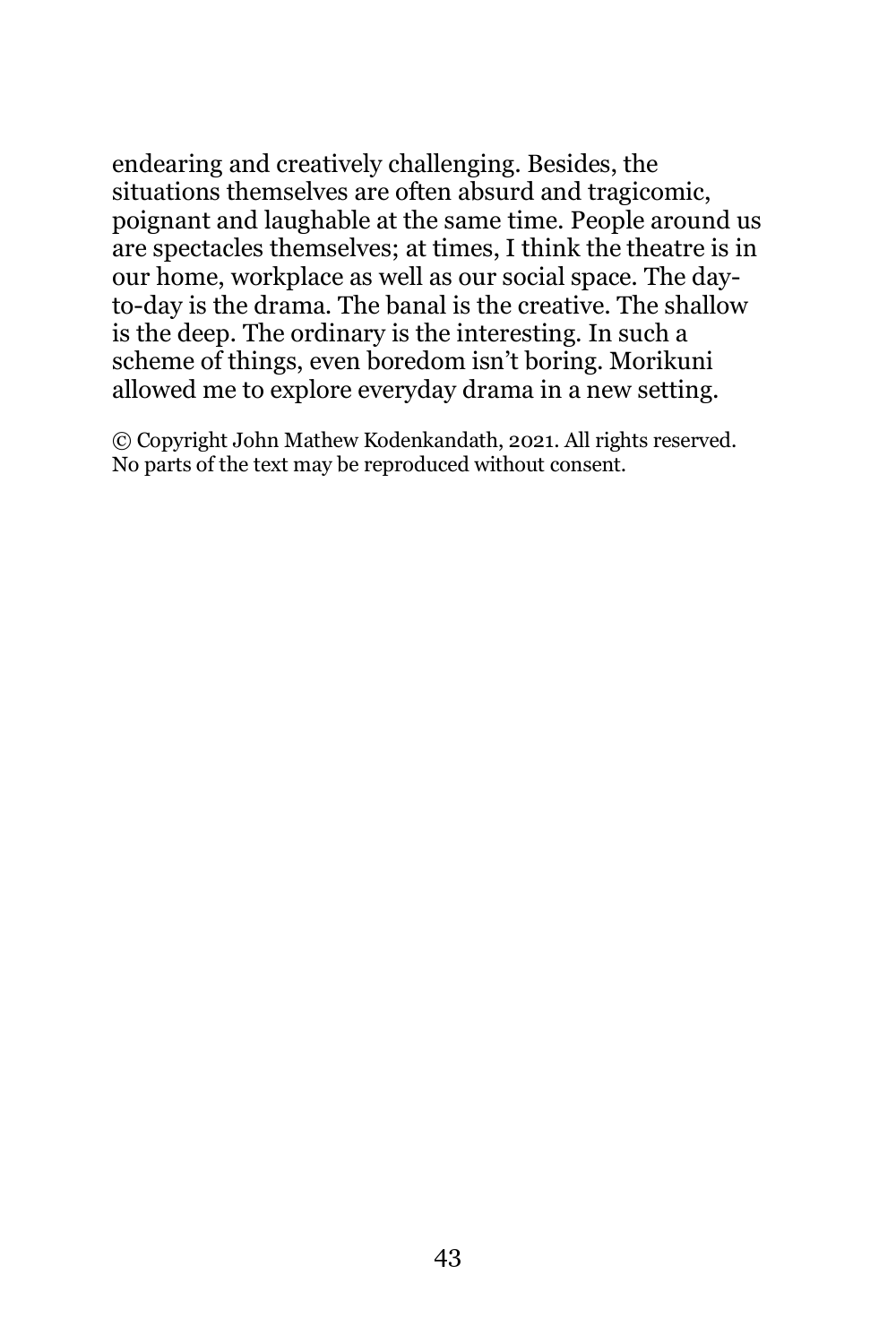endearing and creatively challenging. Besides, the situations themselves are often absurd and tragicomic, poignant and laughable at the same time. People around us are spectacles themselves; at times, I think the theatre is in our home, workplace as well as our social space. The day-to-day is the drama. The banal is the creative. The shallow is the deep. The ordinary is the interesting. In such a scheme of things, even boredom isn't boring. Morikuni allowed me to explore everyday drama in a new setting.

© Copyright John Mathew Kodenkandath, 2021. All rights reserved. No parts of the text may be reproduced without consent.